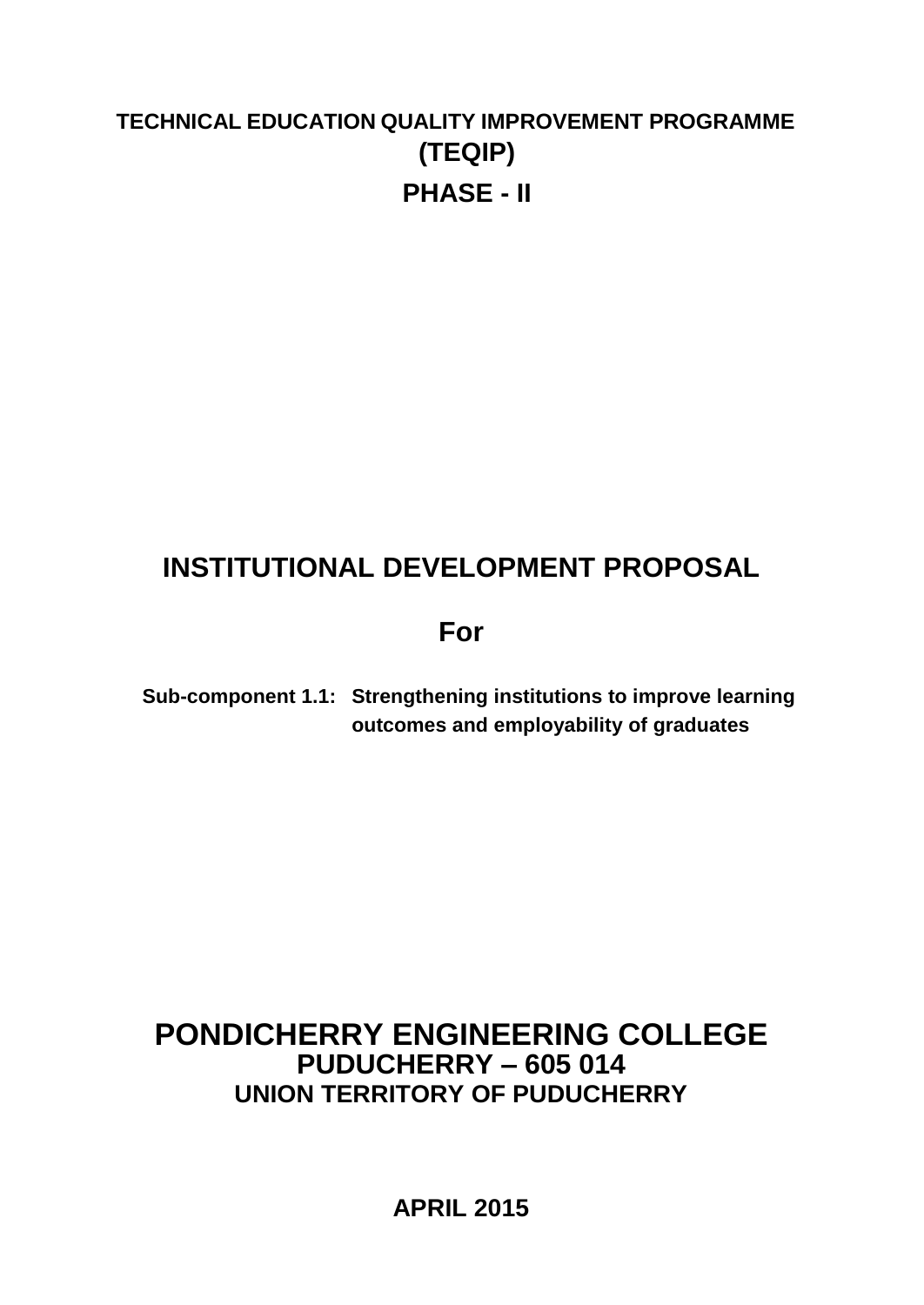**TECHNICAL EDUCATION QUALITY IMPROVEMENT PROGRAMME**

**(TEQIP)**

**PHASE - II**

# INSTITUTIONAL DEVELOPMENT PROPOSAL

## For

**Sub-component 1.1: Strengthening institutions to improve learning outcomes and employability of graduates**

# PONDICHERRY ENGINEERING COLLEGE

**PUDUCHERRY – 605 014**

**UNION TERRITORY OF PUDUCHERRY**

**APRIL 2015**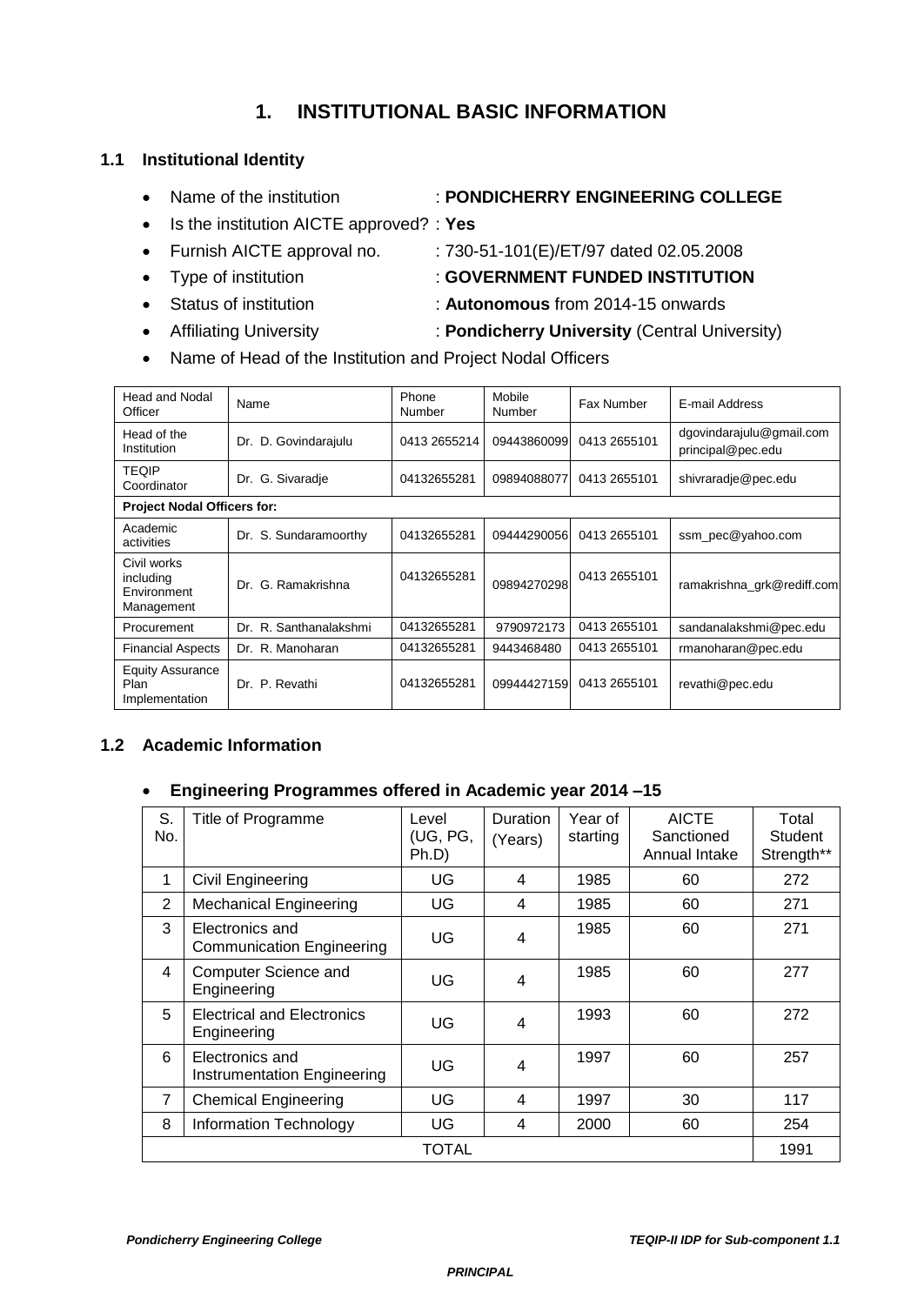# 1. INSTITUTIONAL BASIC INFORMATION

## 1.1 Institutional Identity

- Name of the institution : **PONDICHERRY ENGINEERING COLLEGE**
- Is the institution AICTE approved? : **Yes**
- Furnish AICTE approval no. : 730-51-101(E)/ET/97 dated 02.05.2008
- Type of institution : **GOVERNMENT FUNDED INSTITUTION**
- Status of institution : **Autonomous** from 2014-15 onwards
- Affiliating University : **Pondicherry University** (Central University)
- Name of Head of the Institution and Project Nodal Officers

| Head and Nodal Officer | Name | Phone Number | Mobile Number | Fax Number | E-mail Address |
|---|---|---|---|---|---|
| Head of the Institution | Dr. D. Govindarajulu | 0413 2655214 | 09443860099 | 0413 2655101 | dgovindarajulu@gmail.com principal@pec.edu |
| TEQIP Coordinator | Dr. G. Sivaradje | 04132655281 | 09894088077 | 0413 2655101 | shivraradje@pec.edu |
| **Project Nodal Officers for:** | | | | | |
| Academic activities | Dr. S. Sundaramoorthy | 04132655281 | 09444290056 | 0413 2655101 | ssm_pec@yahoo.com |
| Civil works including Environment Management | Dr. G. Ramakrishna | 04132655281 | 09894270298 | 0413 2655101 | ramakrishna_grk@rediff.com |
| Procurement | Dr. R. Santhanalakshmi | 04132655281 | 9790972173 | 0413 2655101 | sandanalakshmi@pec.edu |
| Financial Aspects | Dr. R. Manoharan | 04132655281 | 9443468480 | 0413 2655101 | rmanoharan@pec.edu |
| Equity Assurance Plan Implementation | Dr. P. Revathi | 04132655281 | 09944427159 | 0413 2655101 | revathi@pec.edu |

## 1.2 Academic Information

- **Engineering Programmes offered in Academic year 2014 –15**

| S. No. | Title of Programme | Level (UG, PG, Ph.D) | Duration (Years) | Year of starting | AICTE Sanctioned Annual Intake | Total Student Strength** |
|---|---|---|---|---|---|---|
| 1 | Civil Engineering | UG | 4 | 1985 | 60 | 272 |
| 2 | Mechanical Engineering | UG | 4 | 1985 | 60 | 271 |
| 3 | Electronics and Communication Engineering | UG | 4 | 1985 | 60 | 271 |
| 4 | Computer Science and Engineering | UG | 4 | 1985 | 60 | 277 |
| 5 | Electrical and Electronics Engineering | UG | 4 | 1993 | 60 | 272 |
| 6 | Electronics and Instrumentation Engineering | UG | 4 | 1997 | 60 | 257 |
| 7 | Chemical Engineering | UG | 4 | 1997 | 30 | 117 |
| 8 | Information Technology | UG | 4 | 2000 | 60 | 254 |
| TOTAL | | | | | | 1991 |

***PRINCIPAL***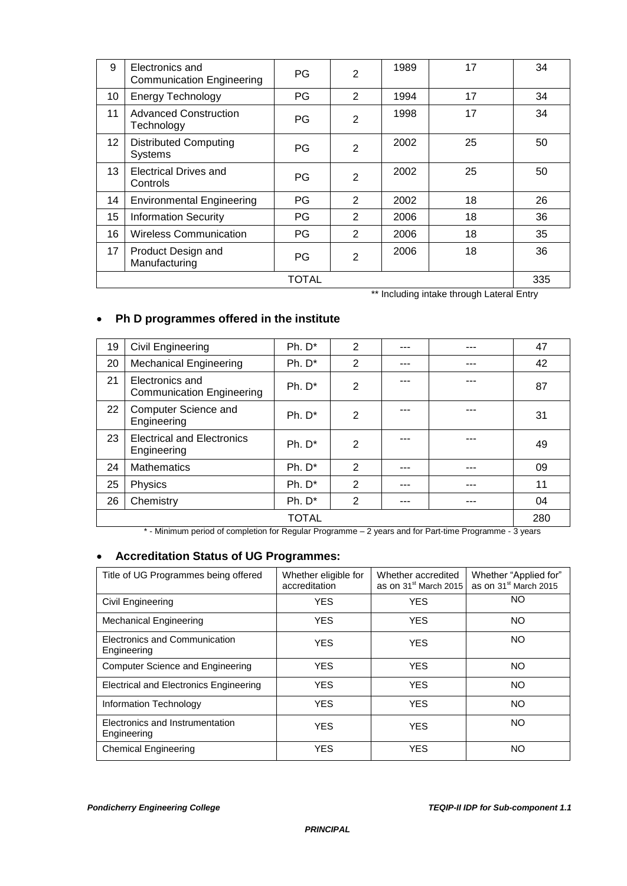| 9 | Electronics and Communication Engineering | PG | 2 | 1989 | 17 | 34 |
|---|---|---|---|---|---|---|
| 10 | Energy Technology | PG | 2 | 1994 | 17 | 34 |
| 11 | Advanced Construction Technology | PG | 2 | 1998 | 17 | 34 |
| 12 | Distributed Computing Systems | PG | 2 | 2002 | 25 | 50 |
| 13 | Electrical Drives and Controls | PG | 2 | 2002 | 25 | 50 |
| 14 | Environmental Engineering | PG | 2 | 2002 | 18 | 26 |
| 15 | Information Security | PG | 2 | 2006 | 18 | 36 |
| 16 | Wireless Communication | PG | 2 | 2006 | 18 | 35 |
| 17 | Product Design and Manufacturing | PG | 2 | 2006 | 18 | 36 |
| | TOTAL | | | | | 335 |

** Including intake through Lateral Entry

- **Ph D programmes offered in the institute**

| 19 | Civil Engineering | Ph. D* | 2 | --- | --- | 47 |
|---|---|---|---|---|---|---|
| 20 | Mechanical Engineering | Ph. D* | 2 | --- | --- | 42 |
| 21 | Electronics and Communication Engineering | Ph. D* | 2 | --- | --- | 87 |
| 22 | Computer Science and Engineering | Ph. D* | 2 | --- | --- | 31 |
| 23 | Electrical and Electronics Engineering | Ph. D* | 2 | --- | --- | 49 |
| 24 | Mathematics | Ph. D* | 2 | --- | --- | 09 |
| 25 | Physics | Ph. D* | 2 | --- | --- | 11 |
| 26 | Chemistry | Ph. D* | 2 | --- | --- | 04 |
| | TOTAL | | | | | 280 |

* - Minimum period of completion for Regular Programme – 2 years and for Part-time Programme - 3 years

- **Accreditation Status of UG Programmes:**

| Title of UG Programmes being offered | Whether eligible for accreditation | Whether accredited as on 31[st] March 2015 | Whether "Applied for" as on 31[st] March 2015 |
|---|---|---|---|
| Civil Engineering | YES | YES | NO |
| Mechanical Engineering | YES | YES | NO |
| Electronics and Communication Engineering | YES | YES | NO |
| Computer Science and Engineering | YES | YES | NO |
| Electrical and Electronics Engineering | YES | YES | NO |
| Information Technology | YES | YES | NO |
| Electronics and Instrumentation Engineering | YES | YES | NO |
| Chemical Engineering | YES | YES | NO |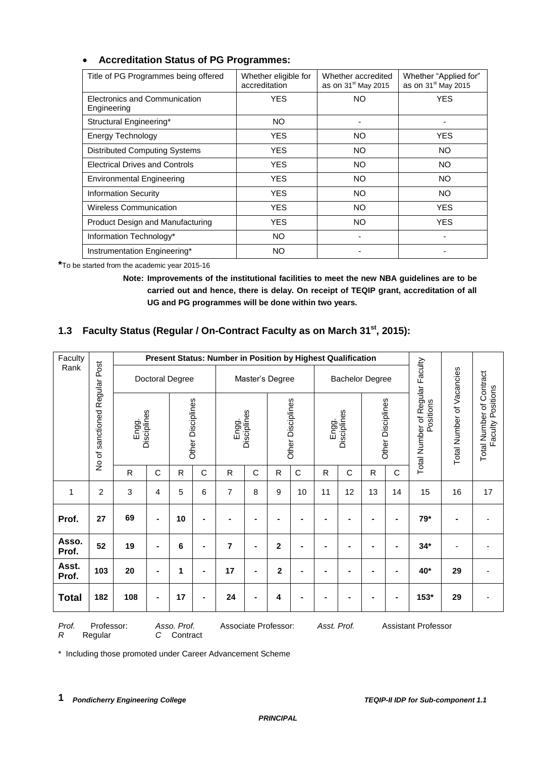- **Accreditation Status of PG Programmes:**

| Title of PG Programmes being offered | Whether eligible for accreditation | Whether accredited as on 31st May 2015 | Whether "Applied for" as on 31st May 2015 |
|---|---|---|---|
| Electronics and Communication Engineering | YES | NO | YES |
| Structural Engineering* | NO | - | - |
| Energy Technology | YES | NO | YES |
| Distributed Computing Systems | YES | NO | NO |
| Electrical Drives and Controls | YES | NO | NO |
| Environmental Engineering | YES | NO | NO |
| Information Security | YES | NO | NO |
| Wireless Communication | YES | NO | YES |
| Product Design and Manufacturing | YES | NO | YES |
| Information Technology* | NO | - | - |
| Instrumentation Engineering* | NO | - | - |

*To be started from the academic year 2015-16

**Note: Improvements of the institutional facilities to meet the new NBA guidelines are to be carried out and hence, there is delay. On receipt of TEQIP grant, accreditation of all UG and PG programmes will be done within two years.**

## 1.3 Faculty Status (Regular / On-Contract Faculty as on March 31st, 2015):

| Faculty Rank | No of sanctioned Regular Post | Present Status: Number in Position by Highest Qualification | | | | | | | | | | | | Total Number of Regular Faculty Positions | Total Number of Vacancies | Total Number of Contract Faculty Positions |
|---|---|---|---|---|---|---|---|---|---|---|---|---|---|---|---|---|
| | | Doctoral Degree | | | | Master's Degree | | | | Bachelor Degree | | | | | | |
| | | Engg. Disciplines | | Other Disciplines | | Engg. Disciplines | | Other Disciplines | | Engg. Disciplines | | Other Disciplines | | | | |
| | | R | C | R | C | R | C | R | C | R | C | R | C | | | |
| 1 | 2 | 3 | 4 | 5 | 6 | 7 | 8 | 9 | 10 | 11 | 12 | 13 | 14 | 15 | 16 | 17 |
| **Prof.** | **27** | **69** | **-** | **10** | **-** | **-** | **-** | **-** | **-** | **-** | **-** | **-** | **-** | **79*** | **-** | - |
| **Asso. Prof.** | **52** | **19** | **-** | **6** | **-** | **7** | **-** | **2** | **-** | **-** | **-** | **-** | **-** | **34*** | - | - |
| **Asst. Prof.** | **103** | **20** | **-** | **1** | **-** | **17** | **-** | **2** | **-** | **-** | **-** | **-** | **-** | **40*** | **29** | - |
| **Total** | **182** | **108** | **-** | **17** | **-** | **24** | **-** | **4** | **-** | **-** | **-** | **-** | **-** | **153*** | **29** | - |

*Prof.* Professor: *Asso. Prof.* Associate Professor: *Asst. Prof.* Assistant Professor
*R* Regular *C* Contract

\* Including those promoted under Career Advancement Scheme

**PRINCIPAL**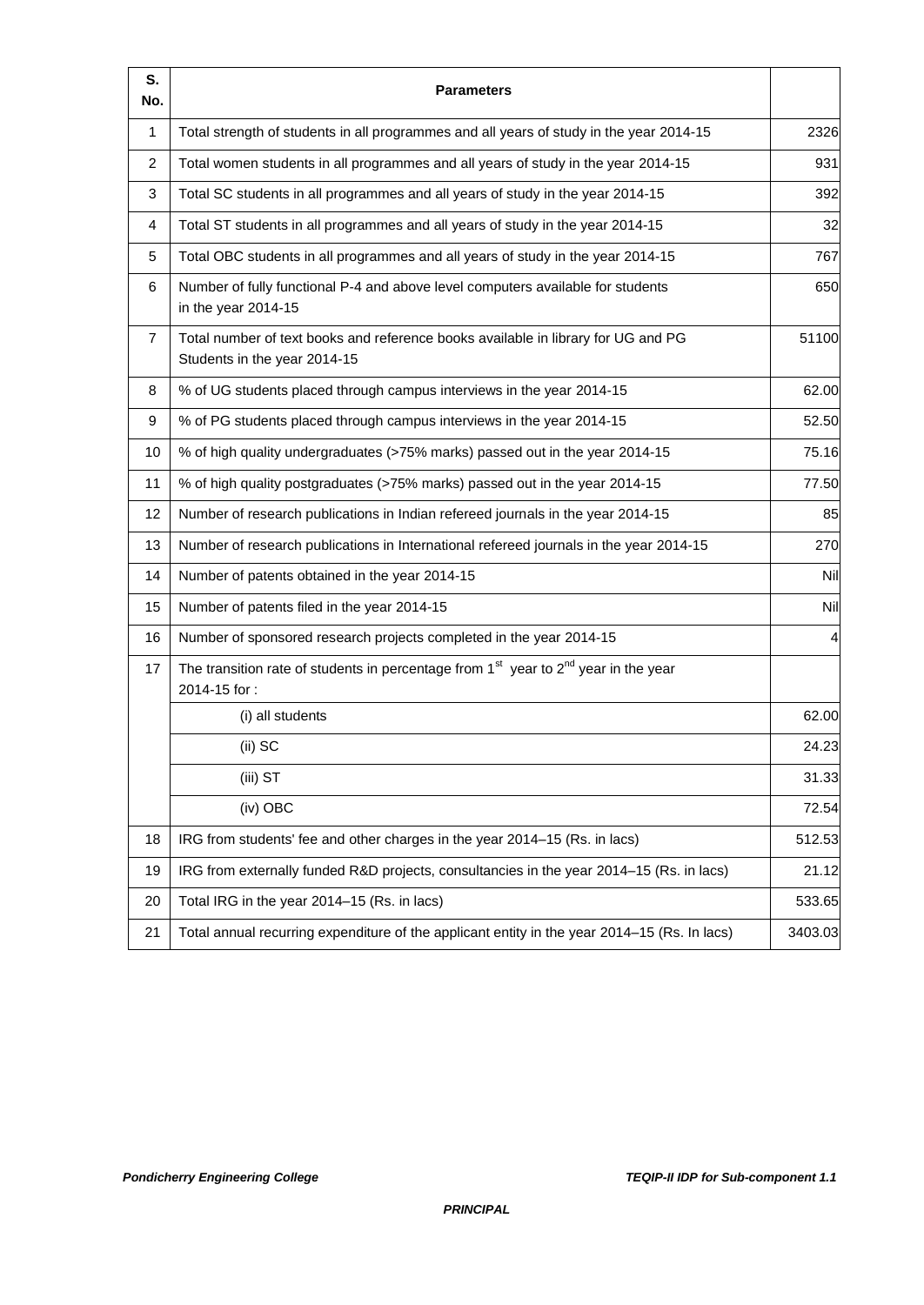| S. No. | Parameters | |
|---|---|---|
| 1 | Total strength of students in all programmes and all years of study in the year 2014-15 | 2326 |
| 2 | Total women students in all programmes and all years of study in the year 2014-15 | 931 |
| 3 | Total SC students in all programmes and all years of study in the year 2014-15 | 392 |
| 4 | Total ST students in all programmes and all years of study in the year 2014-15 | 32 |
| 5 | Total OBC students in all programmes and all years of study in the year 2014-15 | 767 |
| 6 | Number of fully functional P-4 and above level computers available for students in the year 2014-15 | 650 |
| 7 | Total number of text books and reference books available in library for UG and PG Students in the year 2014-15 | 51100 |
| 8 | % of UG students placed through campus interviews in the year 2014-15 | 62.00 |
| 9 | % of PG students placed through campus interviews in the year 2014-15 | 52.50 |
| 10 | % of high quality undergraduates (>75% marks) passed out in the year 2014-15 | 75.16 |
| 11 | % of high quality postgraduates (>75% marks) passed out in the year 2014-15 | 77.50 |
| 12 | Number of research publications in Indian refereed journals in the year 2014-15 | 85 |
| 13 | Number of research publications in International refereed journals in the year 2014-15 | 270 |
| 14 | Number of patents obtained in the year 2014-15 | Nil |
| 15 | Number of patents filed in the year 2014-15 | Nil |
| 16 | Number of sponsored research projects completed in the year 2014-15 | 4 |
| 17 | The transition rate of students in percentage from 1st year to 2nd year in the year 2014-15 for : | |
| | (i) all students | 62.00 |
| | (ii) SC | 24.23 |
| | (iii) ST | 31.33 |
| | (iv) OBC | 72.54 |
| 18 | IRG from students' fee and other charges in the year 2014–15 (Rs. in lacs) | 512.53 |
| 19 | IRG from externally funded R&D projects, consultancies in the year 2014–15 (Rs. in lacs) | 21.12 |
| 20 | Total IRG in the year 2014–15 (Rs. in lacs) | 533.65 |
| 21 | Total annual recurring expenditure of the applicant entity in the year 2014–15 (Rs. In lacs) | 3403.03 |

***PRINCIPAL***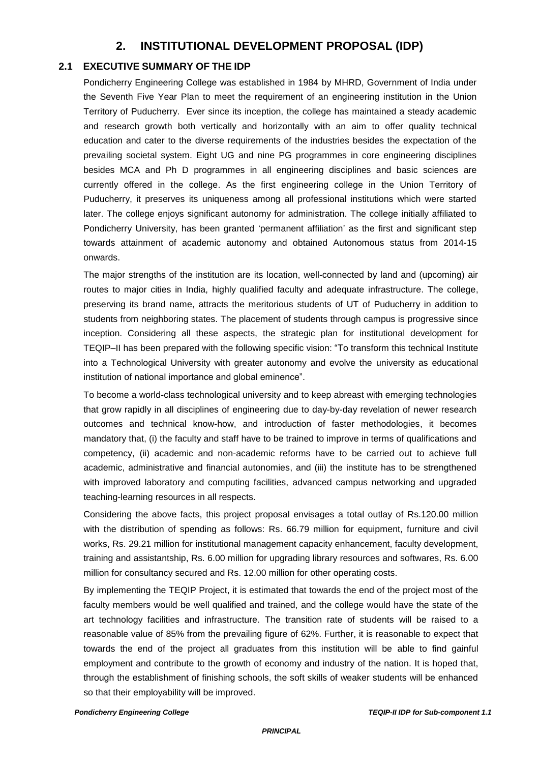# 2. INSTITUTIONAL DEVELOPMENT PROPOSAL (IDP)

## 2.1 EXECUTIVE SUMMARY OF THE IDP

Pondicherry Engineering College was established in 1984 by MHRD, Government of India under the Seventh Five Year Plan to meet the requirement of an engineering institution in the Union Territory of Puducherry. Ever since its inception, the college has maintained a steady academic and research growth both vertically and horizontally with an aim to offer quality technical education and cater to the diverse requirements of the industries besides the expectation of the prevailing societal system. Eight UG and nine PG programmes in core engineering disciplines besides MCA and Ph D programmes in all engineering disciplines and basic sciences are currently offered in the college. As the first engineering college in the Union Territory of Puducherry, it preserves its uniqueness among all professional institutions which were started later. The college enjoys significant autonomy for administration. The college initially affiliated to Pondicherry University, has been granted 'permanent affiliation' as the first and significant step towards attainment of academic autonomy and obtained Autonomous status from 2014-15 onwards.

The major strengths of the institution are its location, well-connected by land and (upcoming) air routes to major cities in India, highly qualified faculty and adequate infrastructure. The college, preserving its brand name, attracts the meritorious students of UT of Puducherry in addition to students from neighboring states. The placement of students through campus is progressive since inception. Considering all these aspects, the strategic plan for institutional development for TEQIP–II has been prepared with the following specific vision: "To transform this technical Institute into a Technological University with greater autonomy and evolve the university as educational institution of national importance and global eminence".

To become a world-class technological university and to keep abreast with emerging technologies that grow rapidly in all disciplines of engineering due to day-by-day revelation of newer research outcomes and technical know-how, and introduction of faster methodologies, it becomes mandatory that, (i) the faculty and staff have to be trained to improve in terms of qualifications and competency, (ii) academic and non-academic reforms have to be carried out to achieve full academic, administrative and financial autonomies, and (iii) the institute has to be strengthened with improved laboratory and computing facilities, advanced campus networking and upgraded teaching-learning resources in all respects.

Considering the above facts, this project proposal envisages a total outlay of Rs.120.00 million with the distribution of spending as follows: Rs. 66.79 million for equipment, furniture and civil works, Rs. 29.21 million for institutional management capacity enhancement, faculty development, training and assistantship, Rs. 6.00 million for upgrading library resources and softwares, Rs. 6.00 million for consultancy secured and Rs. 12.00 million for other operating costs.

By implementing the TEQIP Project, it is estimated that towards the end of the project most of the faculty members would be well qualified and trained, and the college would have the state of the art technology facilities and infrastructure. The transition rate of students will be raised to a reasonable value of 85% from the prevailing figure of 62%. Further, it is reasonable to expect that towards the end of the project all graduates from this institution will be able to find gainful employment and contribute to the growth of economy and industry of the nation. It is hoped that, through the establishment of finishing schools, the soft skills of weaker students will be enhanced so that their employability will be improved.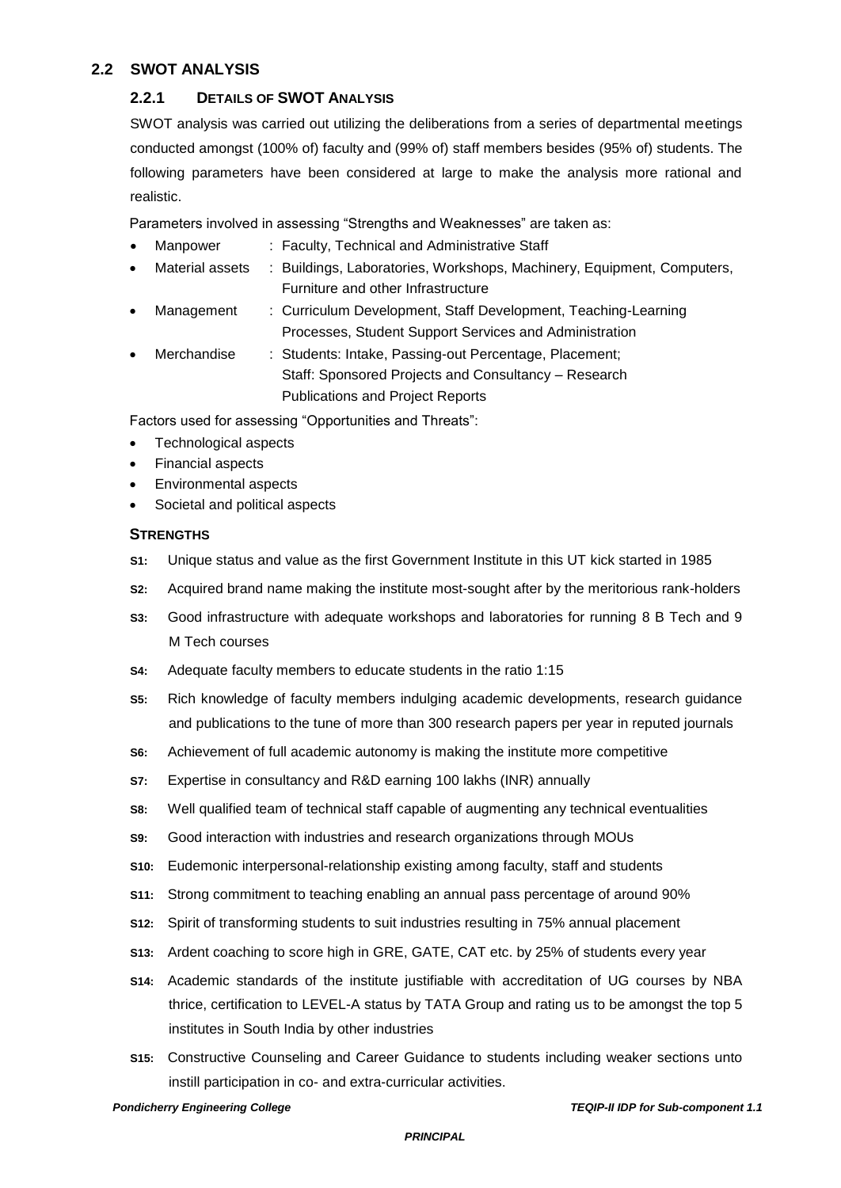## 2.2 SWOT ANALYSIS

### 2.2.1 DETAILS OF SWOT ANALYSIS

SWOT analysis was carried out utilizing the deliberations from a series of departmental meetings conducted amongst (100% of) faculty and (99% of) staff members besides (95% of) students. The following parameters have been considered at large to make the analysis more rational and realistic.

Parameters involved in assessing "Strengths and Weaknesses" are taken as:

- Manpower : Faculty, Technical and Administrative Staff
- Material assets : Buildings, Laboratories, Workshops, Machinery, Equipment, Computers, Furniture and other Infrastructure
- Management : Curriculum Development, Staff Development, Teaching-Learning Processes, Student Support Services and Administration
- Merchandise : Students: Intake, Passing-out Percentage, Placement; Staff: Sponsored Projects and Consultancy – Research Publications and Project Reports

Factors used for assessing "Opportunities and Threats":

- Technological aspects
- Financial aspects
- Environmental aspects
- Societal and political aspects

#### STRENGTHS

**S1:** Unique status and value as the first Government Institute in this UT kick started in 1985

**S2:** Acquired brand name making the institute most-sought after by the meritorious rank-holders

**S3:** Good infrastructure with adequate workshops and laboratories for running 8 B Tech and 9 M Tech courses

**S4:** Adequate faculty members to educate students in the ratio 1:15

**S5:** Rich knowledge of faculty members indulging academic developments, research guidance and publications to the tune of more than 300 research papers per year in reputed journals

**S6:** Achievement of full academic autonomy is making the institute more competitive

**S7:** Expertise in consultancy and R&D earning 100 lakhs (INR) annually

**S8:** Well qualified team of technical staff capable of augmenting any technical eventualities

**S9:** Good interaction with industries and research organizations through MOUs

**S10:** Eudemonic interpersonal-relationship existing among faculty, staff and students

**S11:** Strong commitment to teaching enabling an annual pass percentage of around 90%

**S12:** Spirit of transforming students to suit industries resulting in 75% annual placement

**S13:** Ardent coaching to score high in GRE, GATE, CAT etc. by 25% of students every year

**S14:** Academic standards of the institute justifiable with accreditation of UG courses by NBA thrice, certification to LEVEL-A status by TATA Group and rating us to be amongst the top 5 institutes in South India by other industries

**S15:** Constructive Counseling and Career Guidance to students including weaker sections unto instill participation in co- and extra-curricular activities.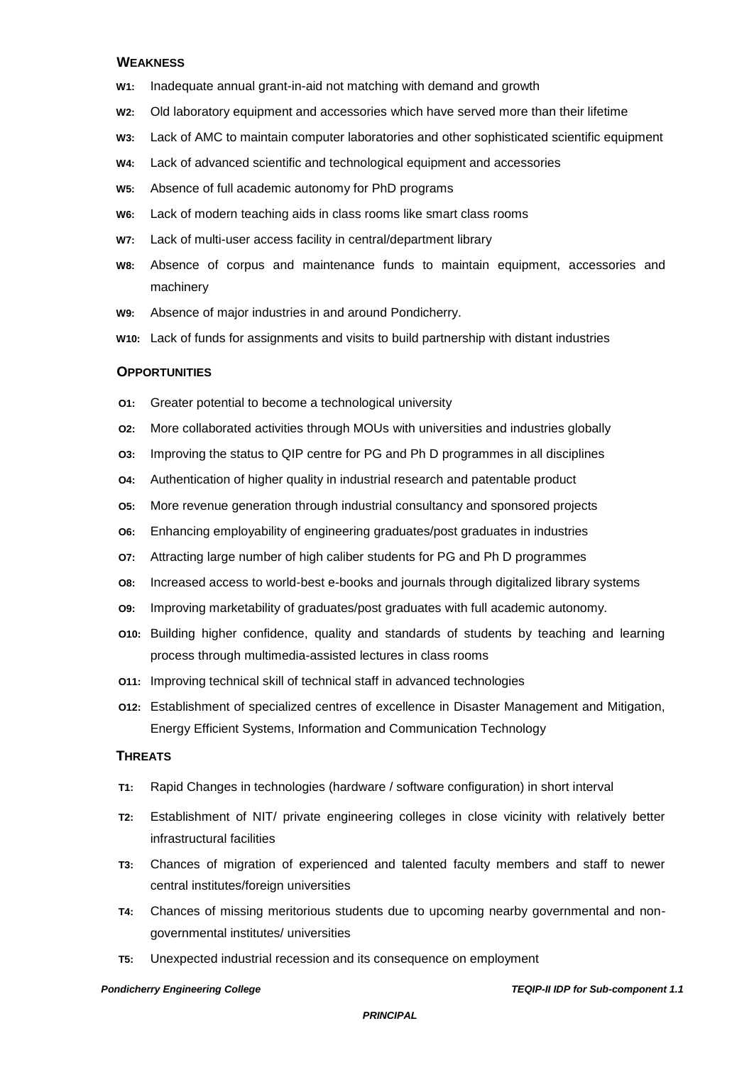### WEAKNESS

**W1:** Inadequate annual grant-in-aid not matching with demand and growth

**W2:** Old laboratory equipment and accessories which have served more than their lifetime

**W3:** Lack of AMC to maintain computer laboratories and other sophisticated scientific equipment

**W4:** Lack of advanced scientific and technological equipment and accessories

**W5:** Absence of full academic autonomy for PhD programs

**W6:** Lack of modern teaching aids in class rooms like smart class rooms

**W7:** Lack of multi-user access facility in central/department library

**W8:** Absence of corpus and maintenance funds to maintain equipment, accessories and machinery

**W9:** Absence of major industries in and around Pondicherry.

**W10:** Lack of funds for assignments and visits to build partnership with distant industries

### OPPORTUNITIES

**O1:** Greater potential to become a technological university

**O2:** More collaborated activities through MOUs with universities and industries globally

**O3:** Improving the status to QIP centre for PG and Ph D programmes in all disciplines

**O4:** Authentication of higher quality in industrial research and patentable product

**O5:** More revenue generation through industrial consultancy and sponsored projects

**O6:** Enhancing employability of engineering graduates/post graduates in industries

**O7:** Attracting large number of high caliber students for PG and Ph D programmes

**O8:** Increased access to world-best e-books and journals through digitalized library systems

**O9:** Improving marketability of graduates/post graduates with full academic autonomy.

**O10:** Building higher confidence, quality and standards of students by teaching and learning process through multimedia-assisted lectures in class rooms

**O11:** Improving technical skill of technical staff in advanced technologies

**O12:** Establishment of specialized centres of excellence in Disaster Management and Mitigation, Energy Efficient Systems, Information and Communication Technology

### THREATS

**T1:** Rapid Changes in technologies (hardware / software configuration) in short interval

**T2:** Establishment of NIT/ private engineering colleges in close vicinity with relatively better infrastructural facilities

**T3:** Chances of migration of experienced and talented faculty members and staff to newer central institutes/foreign universities

**T4:** Chances of missing meritorious students due to upcoming nearby governmental and non-governmental institutes/ universities

**T5:** Unexpected industrial recession and its consequence on employment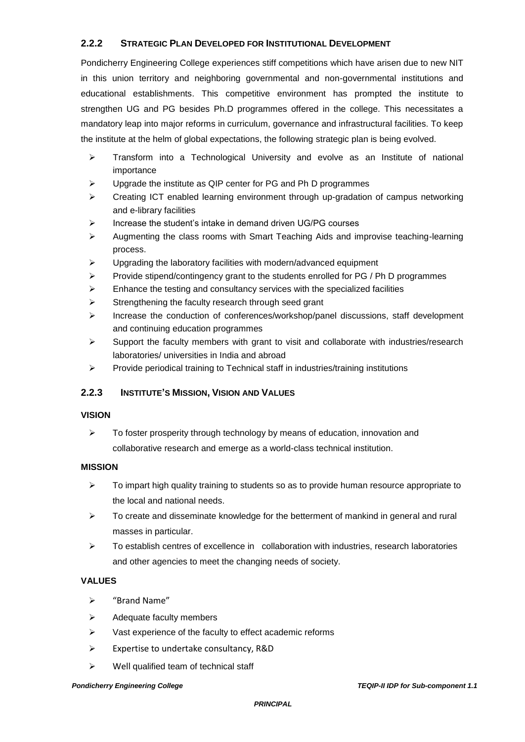### 2.2.2 STRATEGIC PLAN DEVELOPED FOR INSTITUTIONAL DEVELOPMENT

Pondicherry Engineering College experiences stiff competitions which have arisen due to new NIT in this union territory and neighboring governmental and non-governmental institutions and educational establishments. This competitive environment has prompted the institute to strengthen UG and PG besides Ph.D programmes offered in the college. This necessitates a mandatory leap into major reforms in curriculum, governance and infrastructural facilities. To keep the institute at the helm of global expectations, the following strategic plan is being evolved.

- Transform into a Technological University and evolve as an Institute of national importance
- Upgrade the institute as QIP center for PG and Ph D programmes
- Creating ICT enabled learning environment through up-gradation of campus networking and e-library facilities
- Increase the student's intake in demand driven UG/PG courses
- Augmenting the class rooms with Smart Teaching Aids and improvise teaching-learning process.
- Upgrading the laboratory facilities with modern/advanced equipment
- Provide stipend/contingency grant to the students enrolled for PG / Ph D programmes
- Enhance the testing and consultancy services with the specialized facilities
- Strengthening the faculty research through seed grant
- Increase the conduction of conferences/workshop/panel discussions, staff development and continuing education programmes
- Support the faculty members with grant to visit and collaborate with industries/research laboratories/ universities in India and abroad
- Provide periodical training to Technical staff in industries/training institutions

### 2.2.3 INSTITUTE'S MISSION, VISION AND VALUES

**VISION**

- To foster prosperity through technology by means of education, innovation and collaborative research and emerge as a world-class technical institution.

**MISSION**

- To impart high quality training to students so as to provide human resource appropriate to the local and national needs.
- To create and disseminate knowledge for the betterment of mankind in general and rural masses in particular.
- To establish centres of excellence in collaboration with industries, research laboratories and other agencies to meet the changing needs of society.

**VALUES**

- "Brand Name"
- Adequate faculty members
- Vast experience of the faculty to effect academic reforms
- Expertise to undertake consultancy, R&D
- Well qualified team of technical staff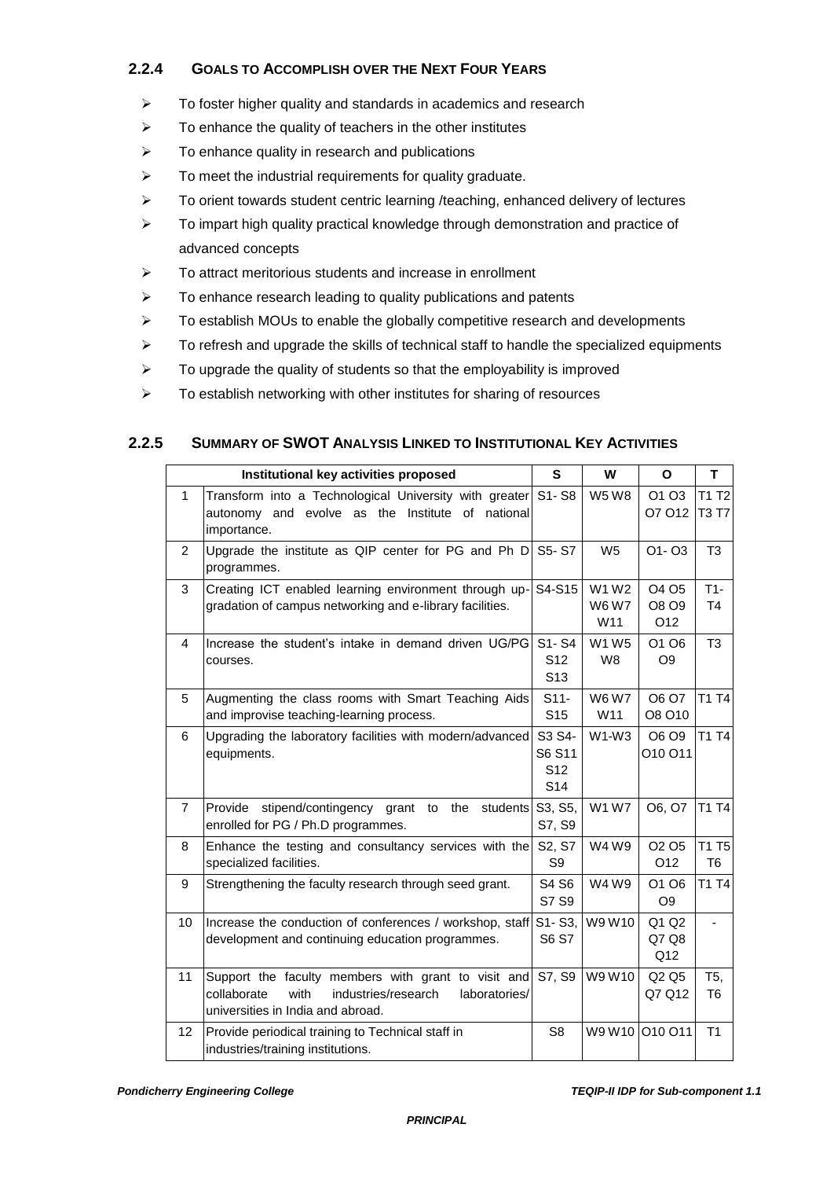### 2.2.4 GOALS TO ACCOMPLISH OVER THE NEXT FOUR YEARS

- To foster higher quality and standards in academics and research
- To enhance the quality of teachers in the other institutes
- To enhance quality in research and publications
- To meet the industrial requirements for quality graduate.
- To orient towards student centric learning /teaching, enhanced delivery of lectures
- To impart high quality practical knowledge through demonstration and practice of advanced concepts
- To attract meritorious students and increase in enrollment
- To enhance research leading to quality publications and patents
- To establish MOUs to enable the globally competitive research and developments
- To refresh and upgrade the skills of technical staff to handle the specialized equipments
- To upgrade the quality of students so that the employability is improved
- To establish networking with other institutes for sharing of resources

### 2.2.5 SUMMARY OF SWOT ANALYSIS LINKED TO INSTITUTIONAL KEY ACTIVITIES

| | Institutional key activities proposed | S | W | O | T |
|---|---|---|---|---|---|
| 1 | Transform into a Technological University with greater autonomy and evolve as the Institute of national importance. | S1- S8 | W5 W8 | O1 O3 O7 O12 | T1 T2 T3 T7 |
| 2 | Upgrade the institute as QIP center for PG and Ph D programmes. | S5- S7 | W5 | O1- O3 | T3 |
| 3 | Creating ICT enabled learning environment through up-gradation of campus networking and e-library facilities. | S4-S15 | W1 W2 W6 W7 W11 | O4 O5 O8 O9 O12 | T1- T4 |
| 4 | Increase the student's intake in demand driven UG/PG courses. | S1- S4 S12 S13 | W1 W5 W8 | O1 O6 O9 | T3 |
| 5 | Augmenting the class rooms with Smart Teaching Aids and improvise teaching-learning process. | S11- S15 | W6 W7 W11 | O6 O7 O8 O10 | T1 T4 |
| 6 | Upgrading the laboratory facilities with modern/advanced equipments. | S3 S4- S6 S11 S12 S14 | W1-W3 | O6 O9 O10 O11 | T1 T4 |
| 7 | Provide stipend/contingency grant to the students enrolled for PG / Ph.D programmes. | S3, S5, S7, S9 | W1 W7 | O6, O7 | T1 T4 |
| 8 | Enhance the testing and consultancy services with the specialized facilities. | S2, S7 S9 | W4 W9 | O2 O5 O12 | T1 T5 T6 |
| 9 | Strengthening the faculty research through seed grant. | S4 S6 S7 S9 | W4 W9 | O1 O6 O9 | T1 T4 |
| 10 | Increase the conduction of conferences / workshop, staff development and continuing education programmes. | S1- S3, S6 S7 | W9 W10 | Q1 Q2 Q7 Q8 Q12 | - |
| 11 | Support the faculty members with grant to visit and collaborate with industries/research laboratories/ universities in India and abroad. | S7, S9 | W9 W10 | Q2 Q5 Q7 Q12 | T5, T6 |
| 12 | Provide periodical training to Technical staff in industries/training institutions. | S8 | W9 W10 | O10 O11 | T1 |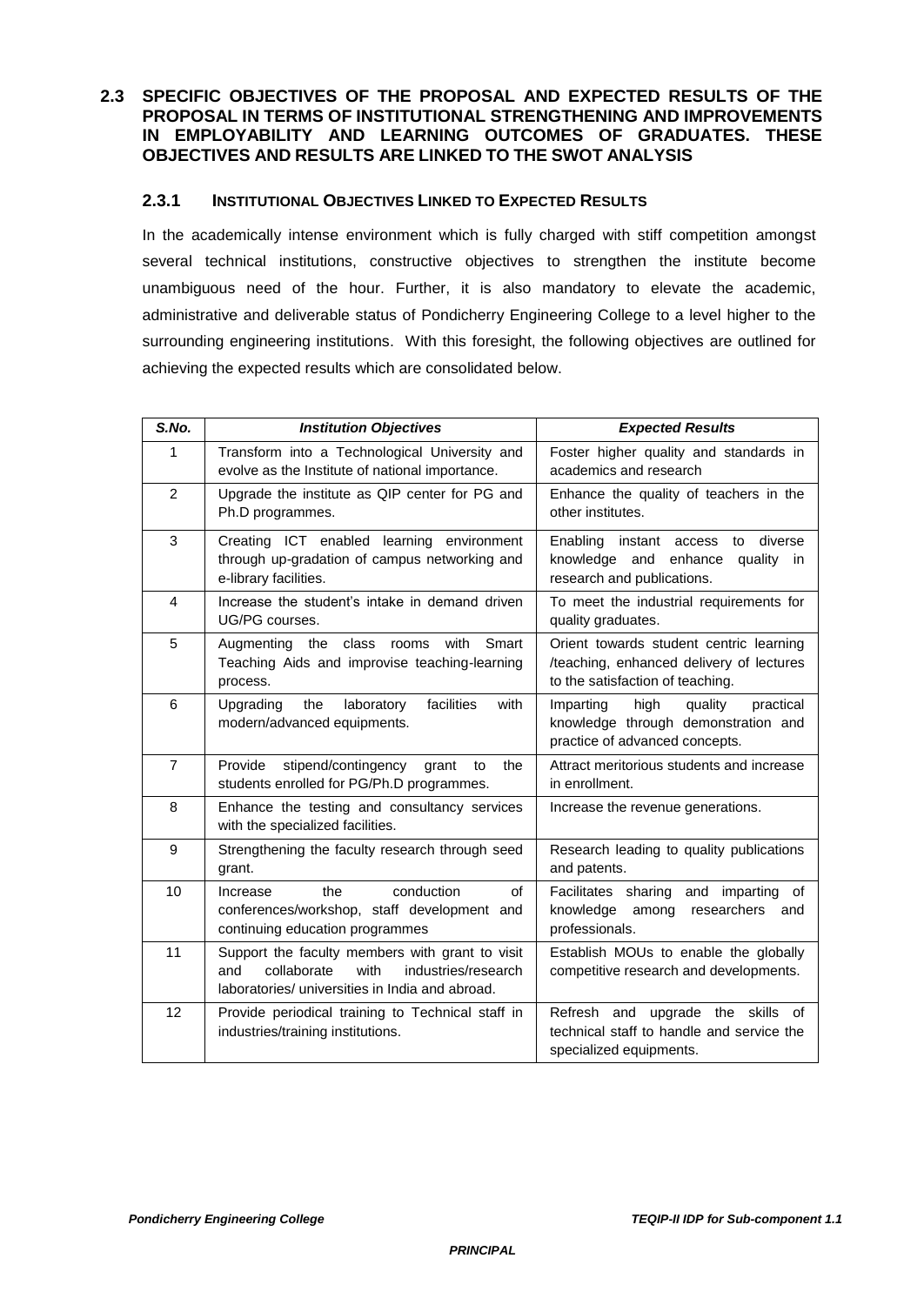## 2.3 SPECIFIC OBJECTIVES OF THE PROPOSAL AND EXPECTED RESULTS OF THE PROPOSAL IN TERMS OF INSTITUTIONAL STRENGTHENING AND IMPROVEMENTS IN EMPLOYABILITY AND LEARNING OUTCOMES OF GRADUATES. THESE OBJECTIVES AND RESULTS ARE LINKED TO THE SWOT ANALYSIS

### 2.3.1 INSTITUTIONAL OBJECTIVES LINKED TO EXPECTED RESULTS

In the academically intense environment which is fully charged with stiff competition amongst several technical institutions, constructive objectives to strengthen the institute become unambiguous need of the hour. Further, it is also mandatory to elevate the academic, administrative and deliverable status of Pondicherry Engineering College to a level higher to the surrounding engineering institutions. With this foresight, the following objectives are outlined for achieving the expected results which are consolidated below.

| *S.No.* | *Institution Objectives* | *Expected Results* |
|---|---|---|
| 1 | Transform into a Technological University and evolve as the Institute of national importance. | Foster higher quality and standards in academics and research |
| 2 | Upgrade the institute as QIP center for PG and Ph.D programmes. | Enhance the quality of teachers in the other institutes. |
| 3 | Creating ICT enabled learning environment through up-gradation of campus networking and e-library facilities. | Enabling instant access to diverse knowledge and enhance quality in research and publications. |
| 4 | Increase the student's intake in demand driven UG/PG courses. | To meet the industrial requirements for quality graduates. |
| 5 | Augmenting the class rooms with Smart Teaching Aids and improvise teaching-learning process. | Orient towards student centric learning /teaching, enhanced delivery of lectures to the satisfaction of teaching. |
| 6 | Upgrading the laboratory facilities with modern/advanced equipments. | Imparting high quality practical knowledge through demonstration and practice of advanced concepts. |
| 7 | Provide stipend/contingency grant to the students enrolled for PG/Ph.D programmes. | Attract meritorious students and increase in enrollment. |
| 8 | Enhance the testing and consultancy services with the specialized facilities. | Increase the revenue generations. |
| 9 | Strengthening the faculty research through seed grant. | Research leading to quality publications and patents. |
| 10 | Increase the conduction of conferences/workshop, staff development and continuing education programmes | Facilitates sharing and imparting of knowledge among researchers and professionals. |
| 11 | Support the faculty members with grant to visit and collaborate with industries/research laboratories/ universities in India and abroad. | Establish MOUs to enable the globally competitive research and developments. |
| 12 | Provide periodical training to Technical staff in industries/training institutions. | Refresh and upgrade the skills of technical staff to handle and service the specialized equipments. |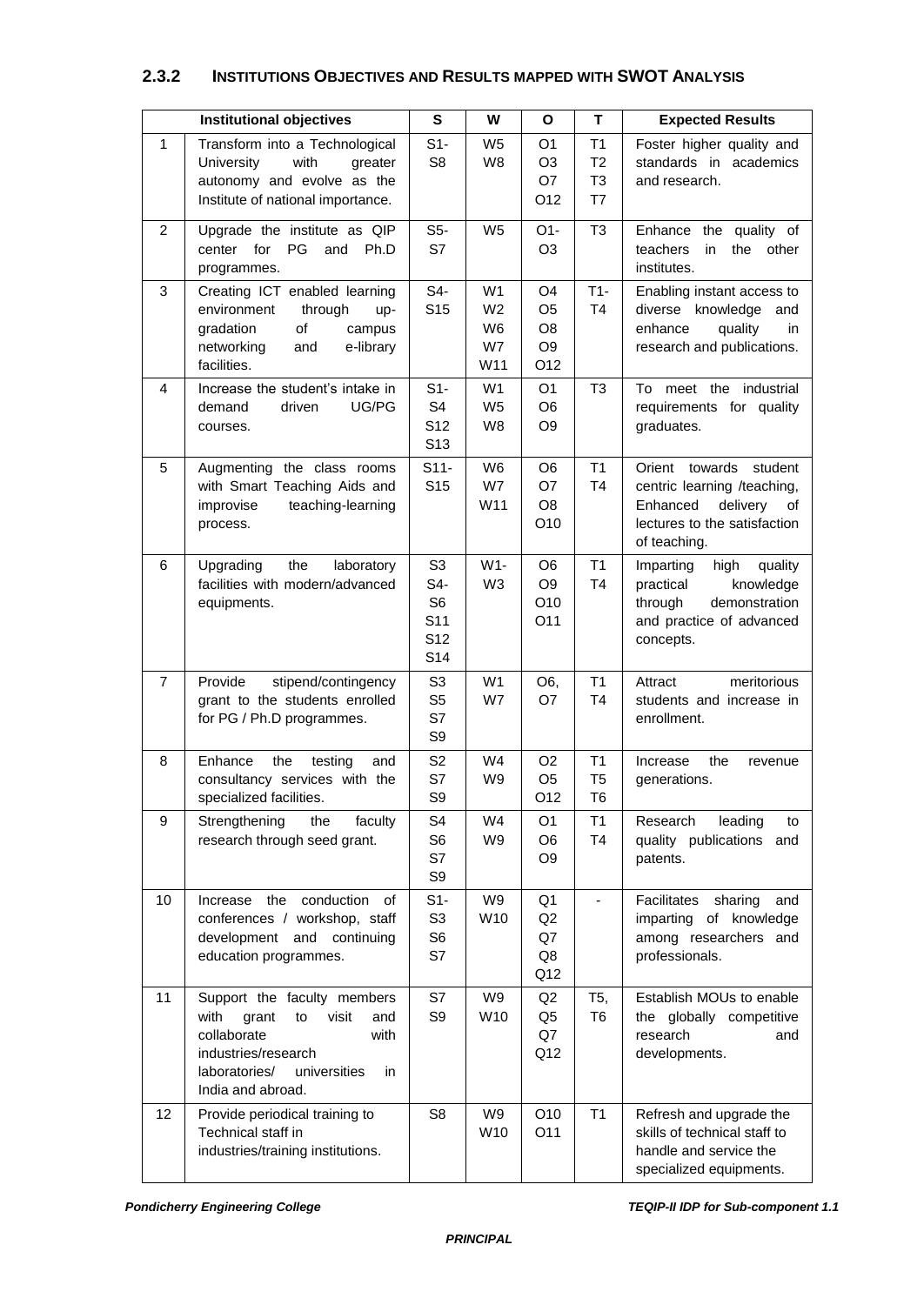### 2.3.2 INSTITUTIONS OBJECTIVES AND RESULTS MAPPED WITH SWOT ANALYSIS

| | Institutional objectives | S | W | O | T | Expected Results |
|---|---|---|---|---|---|---|
| 1 | Transform into a Technological University with greater autonomy and evolve as the Institute of national importance. | S1- S8 | W5 W8 | O1 O3 O7 O12 | T1 T2 T3 T7 | Foster higher quality and standards in academics and research. |
| 2 | Upgrade the institute as QIP center for PG and Ph.D programmes. | S5- S7 | W5 | O1- O3 | T3 | Enhance the quality of teachers in the other institutes. |
| 3 | Creating ICT enabled learning environment through up-gradation of campus networking and e-library facilities. | S4- S15 | W1 W2 W6 W7 W11 | O4 O5 O8 O9 O12 | T1- T4 | Enabling instant access to diverse knowledge and enhance quality in research and publications. |
| 4 | Increase the student's intake in demand driven UG/PG courses. | S1- S4 S12 S13 | W1 W5 W8 | O1 O6 O9 | T3 | To meet the industrial requirements for quality graduates. |
| 5 | Augmenting the class rooms with Smart Teaching Aids and improvise teaching-learning process. | S11- S15 | W6 W7 W11 | O6 O7 O8 O10 | T1 T4 | Orient towards student centric learning /teaching, Enhanced delivery of lectures to the satisfaction of teaching. |
| 6 | Upgrading the laboratory facilities with modern/advanced equipments. | S3 S4- S6 S11 S12 S14 | W1- W3 | O6 O9 O10 O11 | T1 T4 | Imparting high quality practical knowledge through demonstration and practice of advanced concepts. |
| 7 | Provide stipend/contingency grant to the students enrolled for PG / Ph.D programmes. | S3 S5 S7 S9 | W1 W7 | O6, O7 | T1 T4 | Attract meritorious students and increase in enrollment. |
| 8 | Enhance the testing and consultancy services with the specialized facilities. | S2 S7 S9 | W4 W9 | O2 O5 O12 | T1 T5 T6 | Increase the revenue generations. |
| 9 | Strengthening the faculty research through seed grant. | S4 S6 S7 S9 | W4 W9 | O1 O6 O9 | T1 T4 | Research leading to quality publications and patents. |
| 10 | Increase the conduction of conferences / workshop, staff development and continuing education programmes. | S1- S3 S6 S7 | W9 W10 | Q1 Q2 Q7 Q8 Q12 | - | Facilitates sharing and imparting of knowledge among researchers and professionals. |
| 11 | Support the faculty members with grant to visit and collaborate with industries/research laboratories/ universities in India and abroad. | S7 S9 | W9 W10 | Q2 Q5 Q7 Q12 | T5, T6 | Establish MOUs to enable the globally competitive research and developments. |
| 12 | Provide periodical training to Technical staff in industries/training institutions. | S8 | W9 W10 | O10 O11 | T1 | Refresh and upgrade the skills of technical staff to handle and service the specialized equipments. |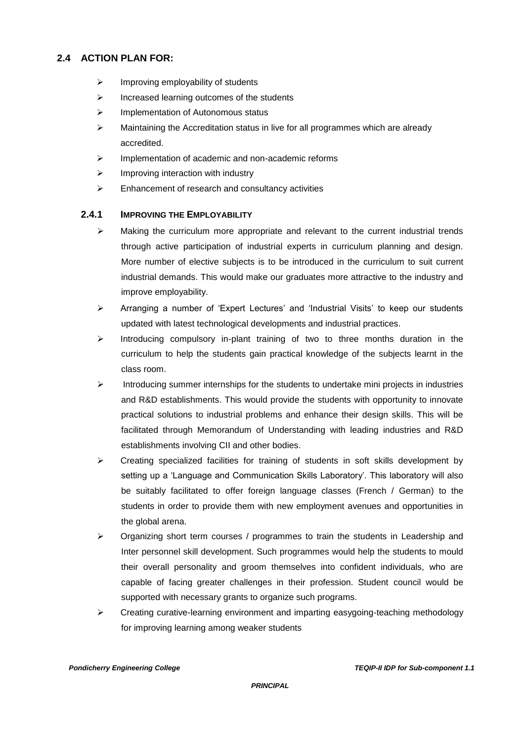## 2.4 ACTION PLAN FOR:

- Improving employability of students
- Increased learning outcomes of the students
- Implementation of Autonomous status
- Maintaining the Accreditation status in live for all programmes which are already accredited.
- Implementation of academic and non-academic reforms
- Improving interaction with industry
- Enhancement of research and consultancy activities

### 2.4.1 IMPROVING THE EMPLOYABILITY

- Making the curriculum more appropriate and relevant to the current industrial trends through active participation of industrial experts in curriculum planning and design. More number of elective subjects is to be introduced in the curriculum to suit current industrial demands. This would make our graduates more attractive to the industry and improve employability.
- Arranging a number of 'Expert Lectures' and 'Industrial Visits' to keep our students updated with latest technological developments and industrial practices.
- Introducing compulsory in-plant training of two to three months duration in the curriculum to help the students gain practical knowledge of the subjects learnt in the class room.
- Introducing summer internships for the students to undertake mini projects in industries and R&D establishments. This would provide the students with opportunity to innovate practical solutions to industrial problems and enhance their design skills. This will be facilitated through Memorandum of Understanding with leading industries and R&D establishments involving CII and other bodies.
- Creating specialized facilities for training of students in soft skills development by setting up a 'Language and Communication Skills Laboratory'. This laboratory will also be suitably facilitated to offer foreign language classes (French / German) to the students in order to provide them with new employment avenues and opportunities in the global arena.
- Organizing short term courses / programmes to train the students in Leadership and Inter personnel skill development. Such programmes would help the students to mould their overall personality and groom themselves into confident individuals, who are capable of facing greater challenges in their profession. Student council would be supported with necessary grants to organize such programs.
- Creating curative-learning environment and imparting easygoing-teaching methodology for improving learning among weaker students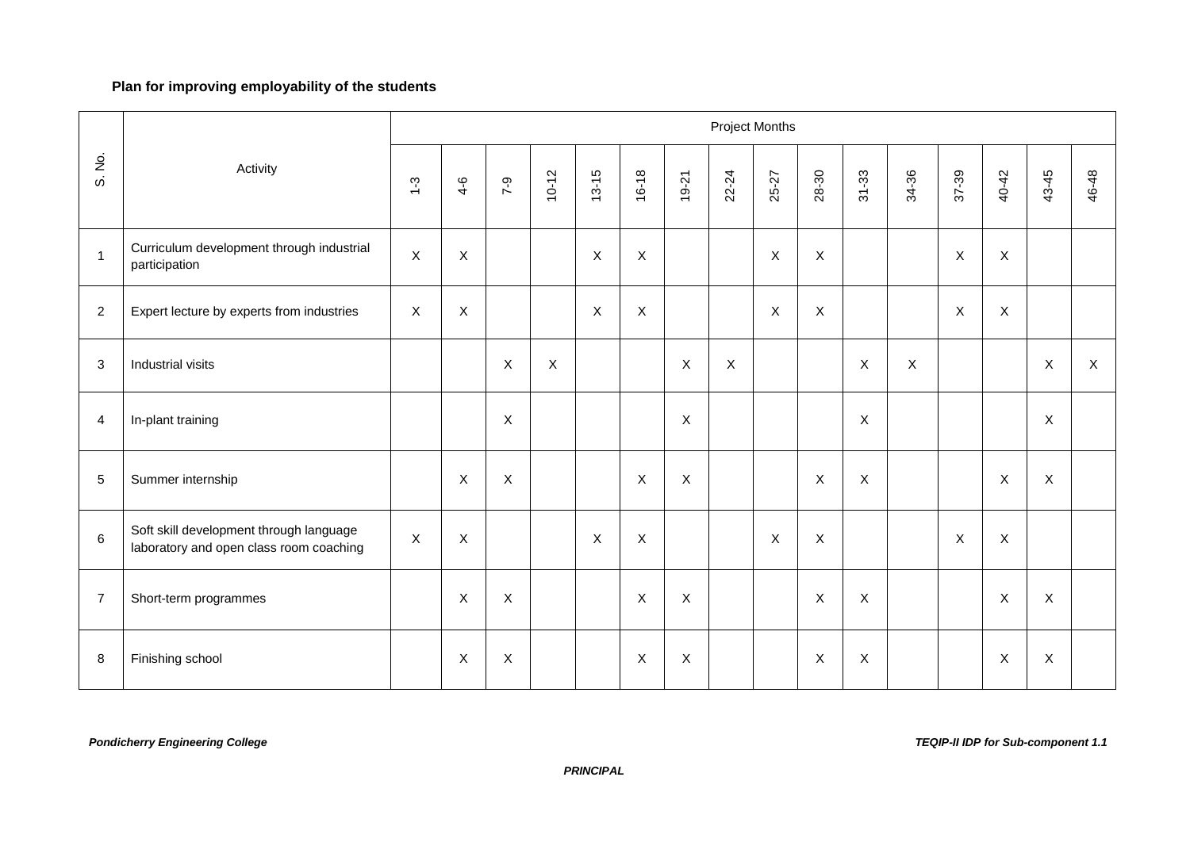**Plan for improving employability of the students**

| S. No. | Activity | Project Months | | | | | | | | | | | | | | | |
|---|---|---|---|---|---|---|---|---|---|---|---|---|---|---|---|---|---|
| | | 1-3 | 4-6 | 7-9 | 10-12 | 13-15 | 16-18 | 19-21 | 22-24 | 25-27 | 28-30 | 31-33 | 34-36 | 37-39 | 40-42 | 43-45 | 46-48 |
| 1 | Curriculum development through industrial participation | X | X | | | X | X | | | X | X | | | X | X | | |
| 2 | Expert lecture by experts from industries | X | X | | | X | X | | | X | X | | | X | X | | |
| 3 | Industrial visits | | | X | X | | | X | X | | | X | X | | | X | X |
| 4 | In-plant training | | | X | | | | X | | | | X | | | | X | |
| 5 | Summer internship | | X | X | | | X | X | | | X | X | | | X | X | |
| 6 | Soft skill development through language laboratory and open class room coaching | X | X | | | X | X | | | X | X | | | X | X | | |
| 7 | Short-term programmes | | X | X | | | X | X | | | X | X | | | X | X | |
| 8 | Finishing school | | X | X | | | X | X | | | X | X | | | X | X | |

***PRINCIPAL***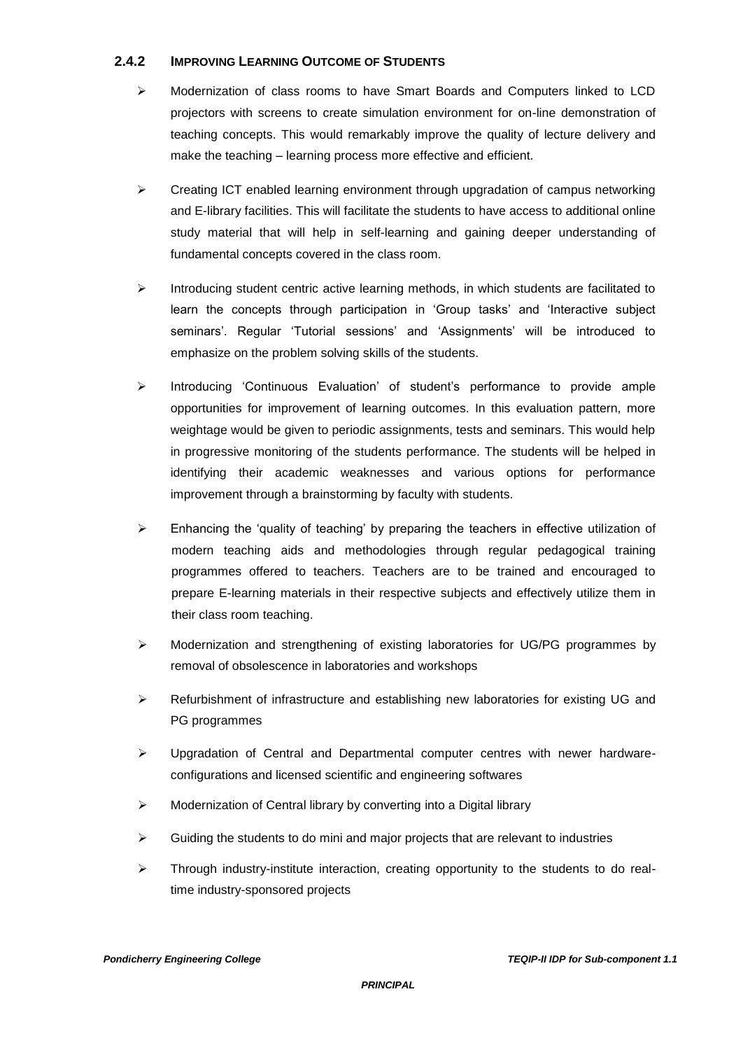### 2.4.2 IMPROVING LEARNING OUTCOME OF STUDENTS

- Modernization of class rooms to have Smart Boards and Computers linked to LCD projectors with screens to create simulation environment for on-line demonstration of teaching concepts. This would remarkably improve the quality of lecture delivery and make the teaching – learning process more effective and efficient.
- Creating ICT enabled learning environment through upgradation of campus networking and E-library facilities. This will facilitate the students to have access to additional online study material that will help in self-learning and gaining deeper understanding of fundamental concepts covered in the class room.
- Introducing student centric active learning methods, in which students are facilitated to learn the concepts through participation in 'Group tasks' and 'Interactive subject seminars'. Regular 'Tutorial sessions' and 'Assignments' will be introduced to emphasize on the problem solving skills of the students.
- Introducing 'Continuous Evaluation' of student's performance to provide ample opportunities for improvement of learning outcomes. In this evaluation pattern, more weightage would be given to periodic assignments, tests and seminars. This would help in progressive monitoring of the students performance. The students will be helped in identifying their academic weaknesses and various options for performance improvement through a brainstorming by faculty with students.
- Enhancing the 'quality of teaching' by preparing the teachers in effective utilization of modern teaching aids and methodologies through regular pedagogical training programmes offered to teachers. Teachers are to be trained and encouraged to prepare E-learning materials in their respective subjects and effectively utilize them in their class room teaching.
- Modernization and strengthening of existing laboratories for UG/PG programmes by removal of obsolescence in laboratories and workshops
- Refurbishment of infrastructure and establishing new laboratories for existing UG and PG programmes
- Upgradation of Central and Departmental computer centres with newer hardware-configurations and licensed scientific and engineering softwares
- Modernization of Central library by converting into a Digital library
- Guiding the students to do mini and major projects that are relevant to industries
- Through industry-institute interaction, creating opportunity to the students to do real-time industry-sponsored projects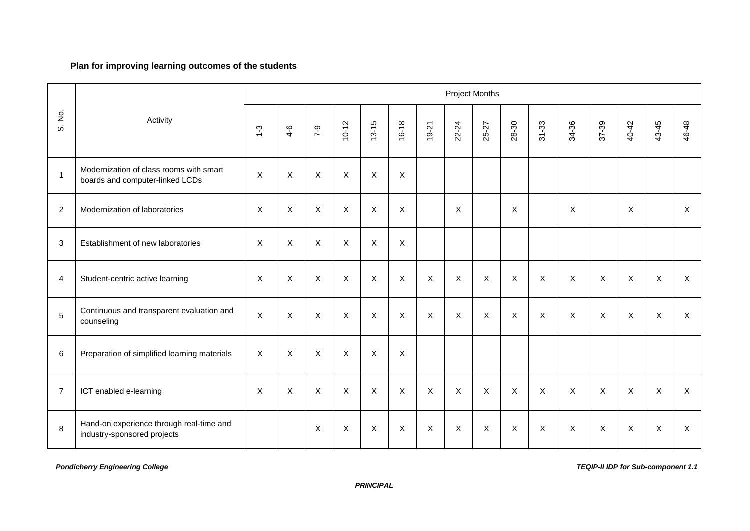**Plan for improving learning outcomes of the students**

| S. No. | Activity | Project Months | | | | | | | | | | | | | | | |
|---|---|---|---|---|---|---|---|---|---|---|---|---|---|---|---|---|---|
| | | 1-3 | 4-6 | 7-9 | 10-12 | 13-15 | 16-18 | 19-21 | 22-24 | 25-27 | 28-30 | 31-33 | 34-36 | 37-39 | 40-42 | 43-45 | 46-48 |
| 1 | Modernization of class rooms with smart boards and computer-linked LCDs | X | X | X | X | X | X | | | | | | | | | | |
| 2 | Modernization of laboratories | X | X | X | X | X | X | | X | | X | | X | | X | | X |
| 3 | Establishment of new laboratories | X | X | X | X | X | X | | | | | | | | | | |
| 4 | Student-centric active learning | X | X | X | X | X | X | X | X | X | X | X | X | X | X | X | X |
| 5 | Continuous and transparent evaluation and counseling | X | X | X | X | X | X | X | X | X | X | X | X | X | X | X | X |
| 6 | Preparation of simplified learning materials | X | X | X | X | X | X | | | | | | | | | | |
| 7 | ICT enabled e-learning | X | X | X | X | X | X | X | X | X | X | X | X | X | X | X | X |
| 8 | Hand-on experience through real-time and industry-sponsored projects | | | X | X | X | X | X | X | X | X | X | X | X | X | X | X |

*PRINCIPAL*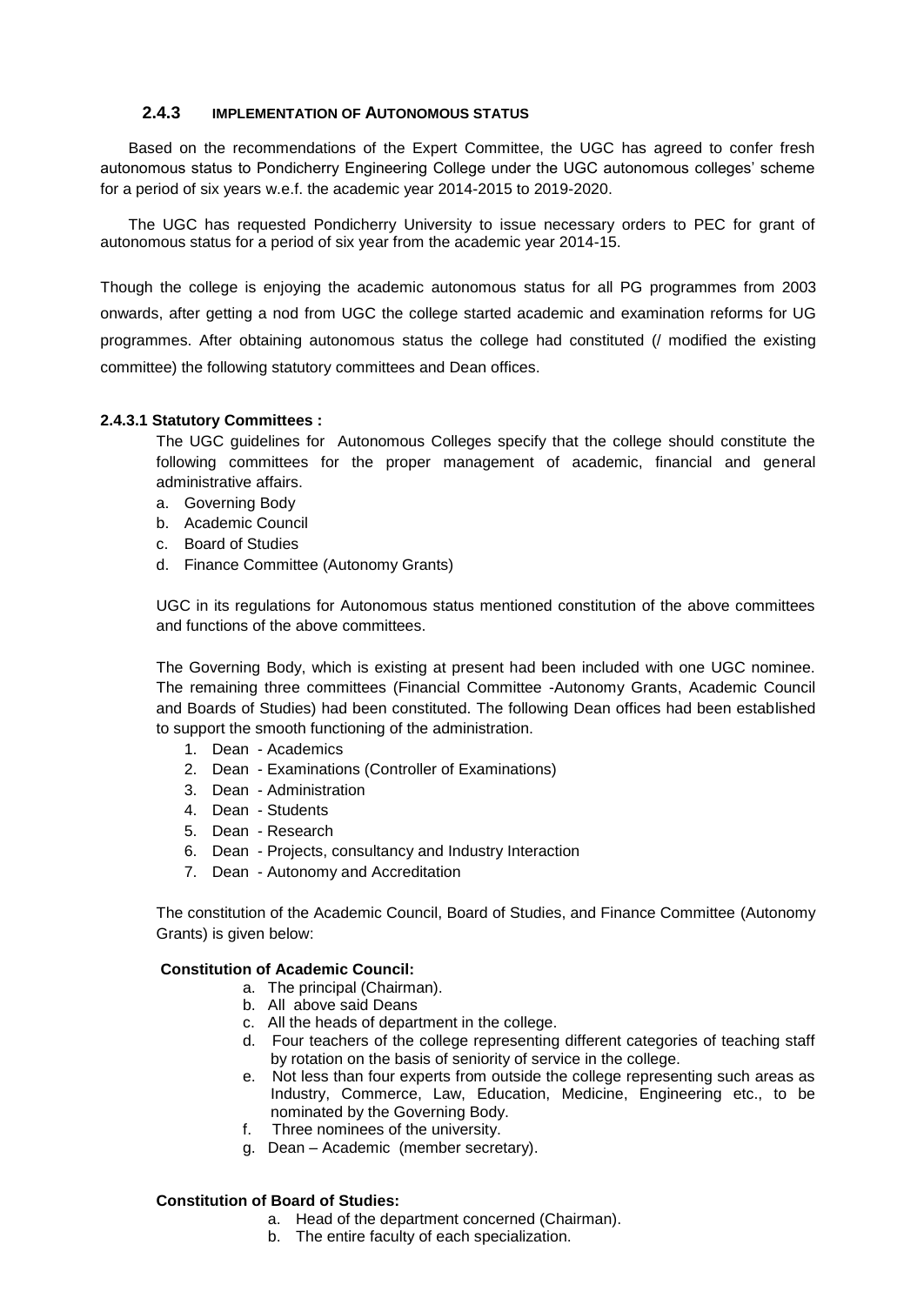### 2.4.3 IMPLEMENTATION OF AUTONOMOUS STATUS

Based on the recommendations of the Expert Committee, the UGC has agreed to confer fresh autonomous status to Pondicherry Engineering College under the UGC autonomous colleges' scheme for a period of six years w.e.f. the academic year 2014-2015 to 2019-2020.

The UGC has requested Pondicherry University to issue necessary orders to PEC for grant of autonomous status for a period of six year from the academic year 2014-15.

Though the college is enjoying the academic autonomous status for all PG programmes from 2003 onwards, after getting a nod from UGC the college started academic and examination reforms for UG programmes. After obtaining autonomous status the college had constituted (/ modified the existing committee) the following statutory committees and Dean offices.

**2.4.3.1 Statutory Committees :**

The UGC guidelines for Autonomous Colleges specify that the college should constitute the following committees for the proper management of academic, financial and general administrative affairs.

a. Governing Body
b. Academic Council
c. Board of Studies
d. Finance Committee (Autonomy Grants)

UGC in its regulations for Autonomous status mentioned constitution of the above committees and functions of the above committees.

The Governing Body, which is existing at present had been included with one UGC nominee. The remaining three committees (Financial Committee -Autonomy Grants, Academic Council and Boards of Studies) had been constituted. The following Dean offices had been established to support the smooth functioning of the administration.

1. Dean - Academics
2. Dean - Examinations (Controller of Examinations)
3. Dean - Administration
4. Dean - Students
5. Dean - Research
6. Dean - Projects, consultancy and Industry Interaction
7. Dean - Autonomy and Accreditation

The constitution of the Academic Council, Board of Studies, and Finance Committee (Autonomy Grants) is given below:

**Constitution of Academic Council:**

a. The principal (Chairman).
b. All above said Deans
c. All the heads of department in the college.
d. Four teachers of the college representing different categories of teaching staff by rotation on the basis of seniority of service in the college.
e. Not less than four experts from outside the college representing such areas as Industry, Commerce, Law, Education, Medicine, Engineering etc., to be nominated by the Governing Body.
f. Three nominees of the university.
g. Dean – Academic (member secretary).

**Constitution of Board of Studies:**

a. Head of the department concerned (Chairman).
b. The entire faculty of each specialization.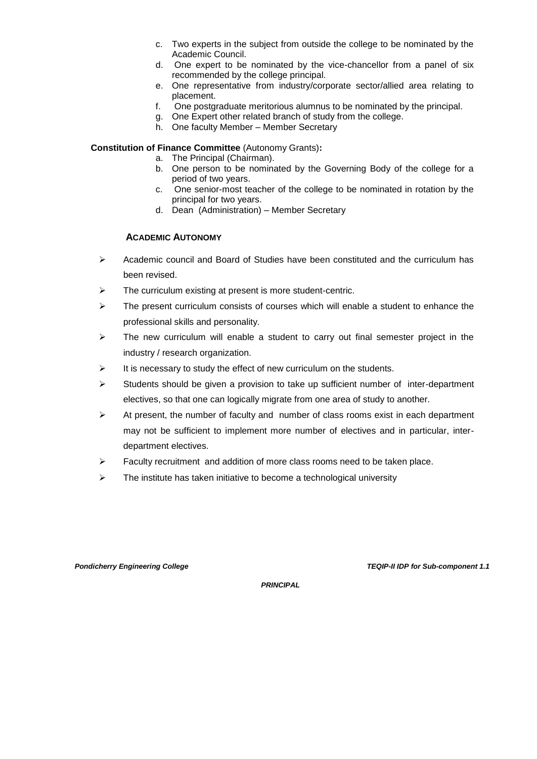c. Two experts in the subject from outside the college to be nominated by the Academic Council.
d. One expert to be nominated by the vice-chancellor from a panel of six recommended by the college principal.
e. One representative from industry/corporate sector/allied area relating to placement.
f. One postgraduate meritorious alumnus to be nominated by the principal.
g. One Expert other related branch of study from the college.
h. One faculty Member – Member Secretary

**Constitution of Finance Committee** (Autonomy Grants)**:**

a. The Principal (Chairman).
b. One person to be nominated by the Governing Body of the college for a period of two years.
c. One senior-most teacher of the college to be nominated in rotation by the principal for two years.
d. Dean (Administration) – Member Secretary

### ACADEMIC AUTONOMY

- Academic council and Board of Studies have been constituted and the curriculum has been revised.
- The curriculum existing at present is more student-centric.
- The present curriculum consists of courses which will enable a student to enhance the professional skills and personality.
- The new curriculum will enable a student to carry out final semester project in the industry / research organization.
- It is necessary to study the effect of new curriculum on the students.
- Students should be given a provision to take up sufficient number of inter-department electives, so that one can logically migrate from one area of study to another.
- At present, the number of faculty and number of class rooms exist in each department may not be sufficient to implement more number of electives and in particular, inter-department electives.
- Faculty recruitment and addition of more class rooms need to be taken place.
- The institute has taken initiative to become a technological university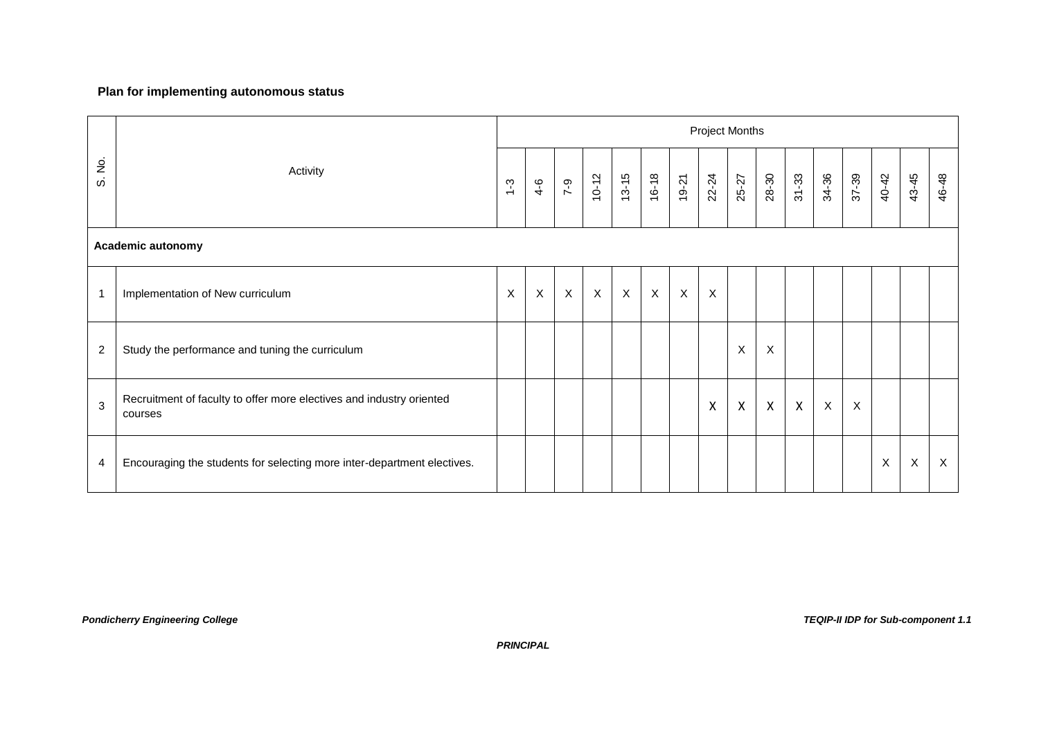**Plan for implementing autonomous status**

| S. No. | Activity | Project Months | | | | | | | | | | | | | | | |
|---|---|---|---|---|---|---|---|---|---|---|---|---|---|---|---|---|---|
| | | 1-3 | 4-6 | 7-9 | 10-12 | 13-15 | 16-18 | 19-21 | 22-24 | 25-27 | 28-30 | 31-33 | 34-36 | 37-39 | 40-42 | 43-45 | 46-48 |
| **Academic autonomy** | | | | | | | | | | | | | | | | | |
| 1 | Implementation of New curriculum | X | X | X | X | X | X | X | X | | | | | | | | |
| 2 | Study the performance and tuning the curriculum | | | | | | | | | X | X | | | | | | |
| 3 | Recruitment of faculty to offer more electives and industry oriented courses | | | | | | | | X | X | X | X | X | X | | | |
| 4 | Encouraging the students for selecting more inter-department electives. | | | | | | | | | | | | | | X | X | X |

***PRINCIPAL***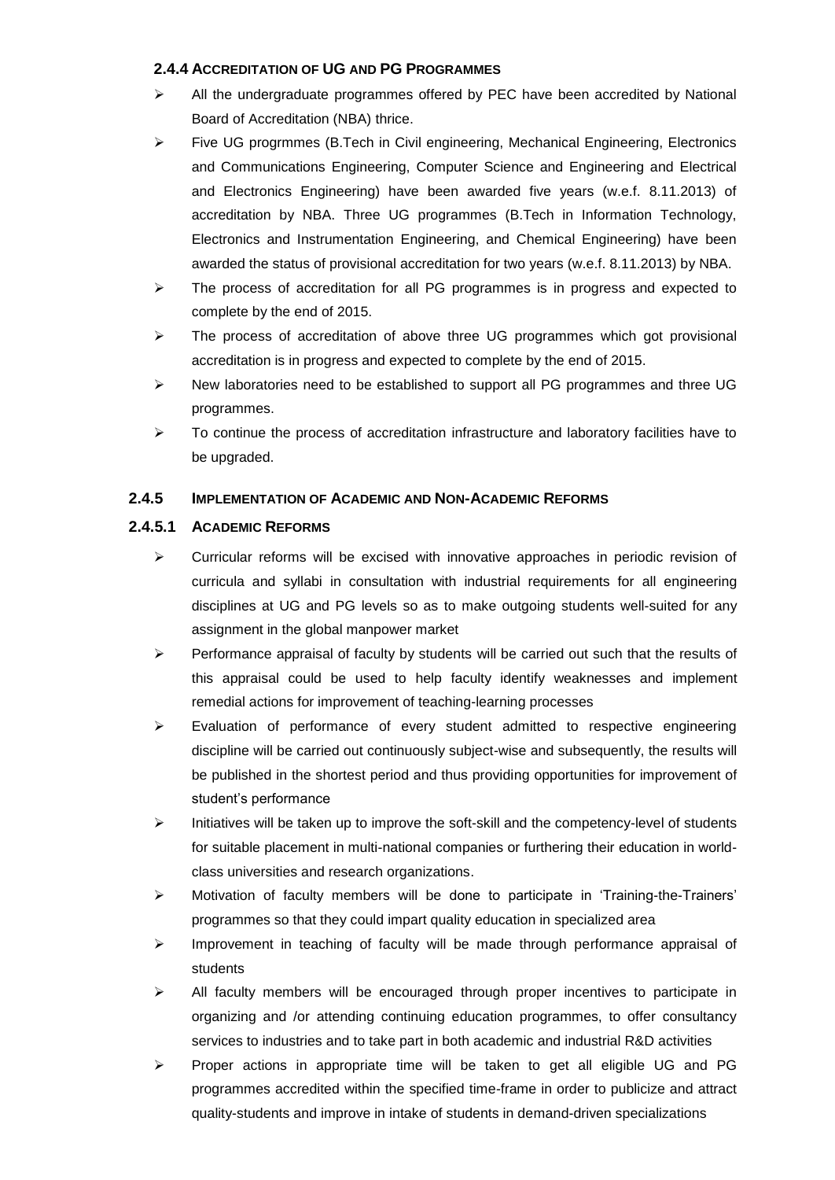### 2.4.4 ACCREDITATION OF UG AND PG PROGRAMMES

- All the undergraduate programmes offered by PEC have been accredited by National Board of Accreditation (NBA) thrice.
- Five UG progrmmes (B.Tech in Civil engineering, Mechanical Engineering, Electronics and Communications Engineering, Computer Science and Engineering and Electrical and Electronics Engineering) have been awarded five years (w.e.f. 8.11.2013) of accreditation by NBA. Three UG programmes (B.Tech in Information Technology, Electronics and Instrumentation Engineering, and Chemical Engineering) have been awarded the status of provisional accreditation for two years (w.e.f. 8.11.2013) by NBA.
- The process of accreditation for all PG programmes is in progress and expected to complete by the end of 2015.
- The process of accreditation of above three UG programmes which got provisional accreditation is in progress and expected to complete by the end of 2015.
- New laboratories need to be established to support all PG programmes and three UG programmes.
- To continue the process of accreditation infrastructure and laboratory facilities have to be upgraded.

### 2.4.5 IMPLEMENTATION OF ACADEMIC AND NON-ACADEMIC REFORMS

#### 2.4.5.1 ACADEMIC REFORMS

- Curricular reforms will be excised with innovative approaches in periodic revision of curricula and syllabi in consultation with industrial requirements for all engineering disciplines at UG and PG levels so as to make outgoing students well-suited for any assignment in the global manpower market
- Performance appraisal of faculty by students will be carried out such that the results of this appraisal could be used to help faculty identify weaknesses and implement remedial actions for improvement of teaching-learning processes
- Evaluation of performance of every student admitted to respective engineering discipline will be carried out continuously subject-wise and subsequently, the results will be published in the shortest period and thus providing opportunities for improvement of student's performance
- Initiatives will be taken up to improve the soft-skill and the competency-level of students for suitable placement in multi-national companies or furthering their education in world-class universities and research organizations.
- Motivation of faculty members will be done to participate in 'Training-the-Trainers' programmes so that they could impart quality education in specialized area
- Improvement in teaching of faculty will be made through performance appraisal of students
- All faculty members will be encouraged through proper incentives to participate in organizing and /or attending continuing education programmes, to offer consultancy services to industries and to take part in both academic and industrial R&D activities
- Proper actions in appropriate time will be taken to get all eligible UG and PG programmes accredited within the specified time-frame in order to publicize and attract quality-students and improve in intake of students in demand-driven specializations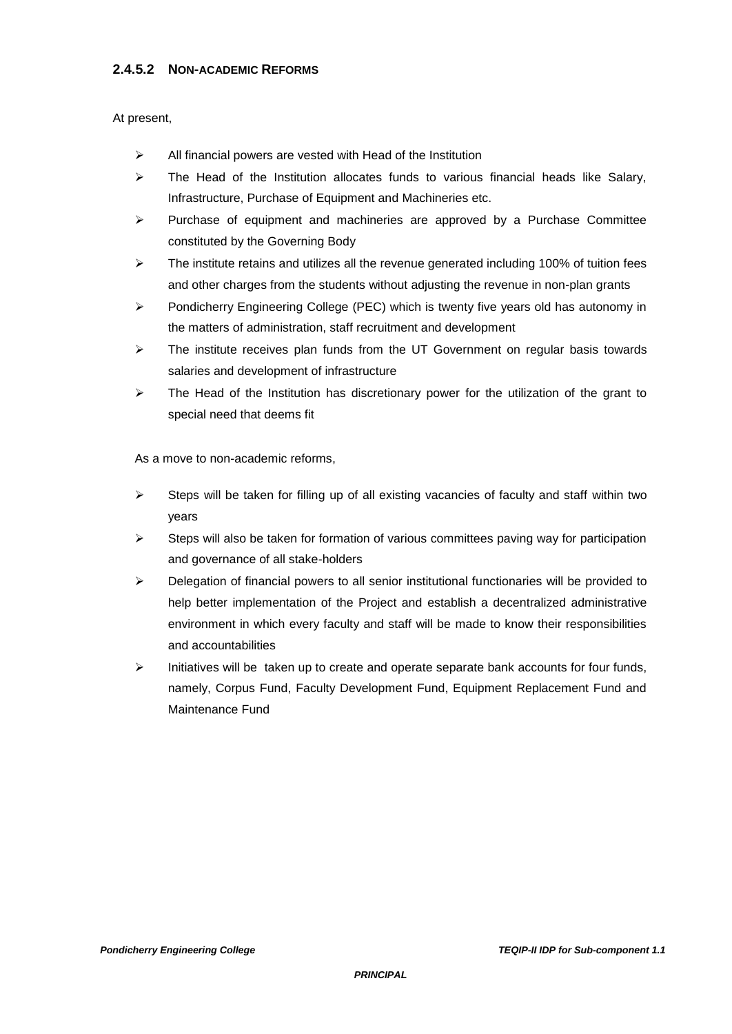#### 2.4.5.2 NON-ACADEMIC REFORMS

At present,

- All financial powers are vested with Head of the Institution
- The Head of the Institution allocates funds to various financial heads like Salary, Infrastructure, Purchase of Equipment and Machineries etc.
- Purchase of equipment and machineries are approved by a Purchase Committee constituted by the Governing Body
- The institute retains and utilizes all the revenue generated including 100% of tuition fees and other charges from the students without adjusting the revenue in non-plan grants
- Pondicherry Engineering College (PEC) which is twenty five years old has autonomy in the matters of administration, staff recruitment and development
- The institute receives plan funds from the UT Government on regular basis towards salaries and development of infrastructure
- The Head of the Institution has discretionary power for the utilization of the grant to special need that deems fit

As a move to non-academic reforms,

- Steps will be taken for filling up of all existing vacancies of faculty and staff within two years
- Steps will also be taken for formation of various committees paving way for participation and governance of all stake-holders
- Delegation of financial powers to all senior institutional functionaries will be provided to help better implementation of the Project and establish a decentralized administrative environment in which every faculty and staff will be made to know their responsibilities and accountabilities
- Initiatives will be taken up to create and operate separate bank accounts for four funds, namely, Corpus Fund, Faculty Development Fund, Equipment Replacement Fund and Maintenance Fund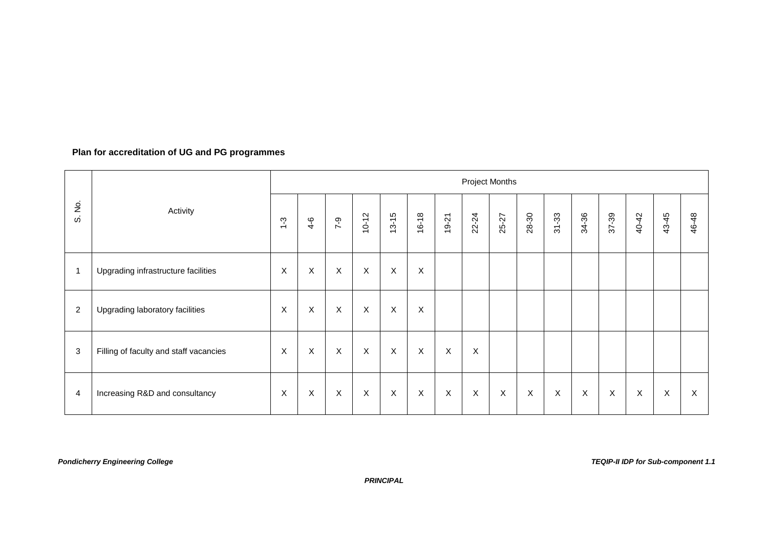**Plan for accreditation of UG and PG programmes**

| S. No. | Activity | Project Months | | | | | | | | | | | | | | | |
|---|---|---|---|---|---|---|---|---|---|---|---|---|---|---|---|---|---|
| | | 1-3 | 4-6 | 7-9 | 10-12 | 13-15 | 16-18 | 19-21 | 22-24 | 25-27 | 28-30 | 31-33 | 34-36 | 37-39 | 40-42 | 43-45 | 46-48 |
| 1 | Upgrading infrastructure facilities | X | X | X | X | X | X | | | | | | | | | | |
| 2 | Upgrading laboratory facilities | X | X | X | X | X | X | | | | | | | | | | |
| 3 | Filling of faculty and staff vacancies | X | X | X | X | X | X | X | X | | | | | | | | |
| 4 | Increasing R&D and consultancy | X | X | X | X | X | X | X | X | X | X | X | X | X | X | X | X |

***PRINCIPAL***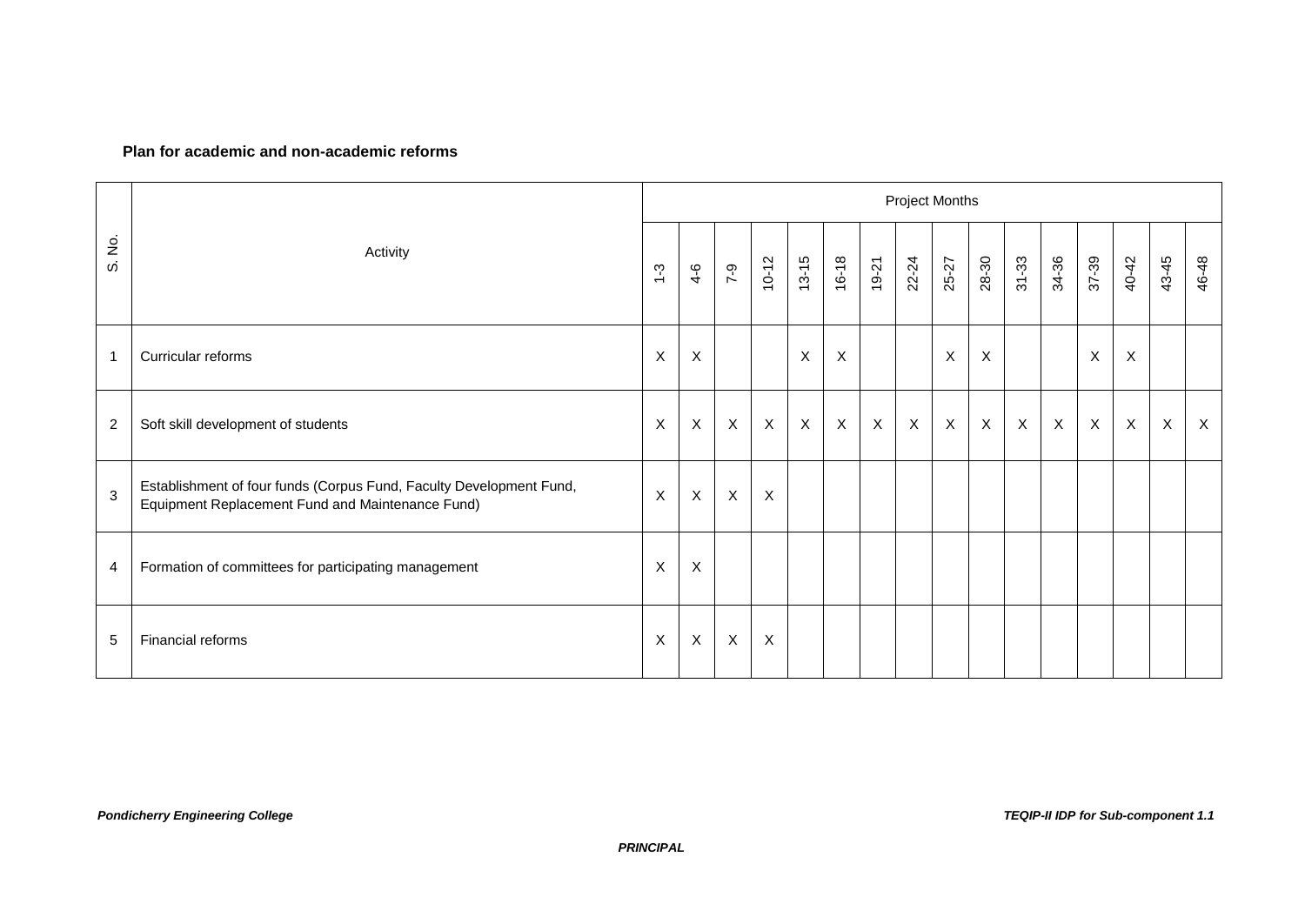**Plan for academic and non-academic reforms**

| S. No. | Activity | Project Months | | | | | | | | | | | | | | | |
|---|---|---|---|---|---|---|---|---|---|---|---|---|---|---|---|---|---|
| | | 1-3 | 4-6 | 7-9 | 10-12 | 13-15 | 16-18 | 19-21 | 22-24 | 25-27 | 28-30 | 31-33 | 34-36 | 37-39 | 40-42 | 43-45 | 46-48 |
| 1 | Curricular reforms | X | X | | | X | X | | | X | X | | | X | X | | |
| 2 | Soft skill development of students | X | X | X | X | X | X | X | X | X | X | X | X | X | X | X | X |
| 3 | Establishment of four funds (Corpus Fund, Faculty Development Fund, Equipment Replacement Fund and Maintenance Fund) | X | X | X | X | | | | | | | | | | | | |
| 4 | Formation of committees for participating management | X | X | | | | | | | | | | | | | | |
| 5 | Financial reforms | X | X | X | X | | | | | | | | | | | | |

***PRINCIPAL***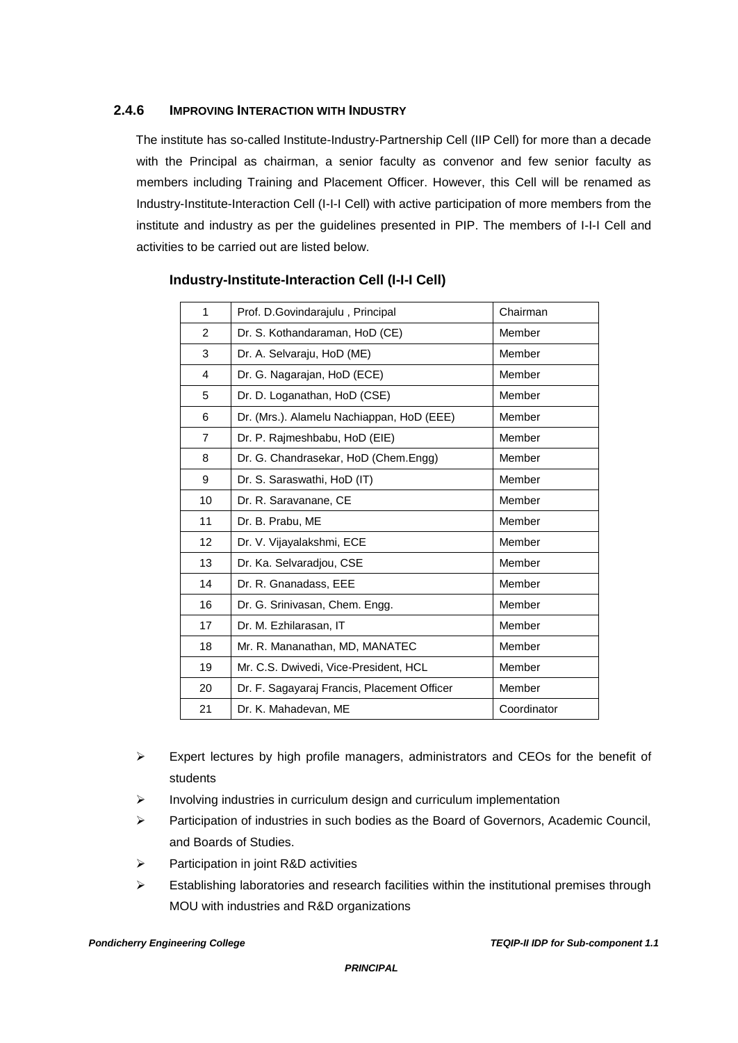### 2.4.6 IMPROVING INTERACTION WITH INDUSTRY

The institute has so-called Institute-Industry-Partnership Cell (IIP Cell) for more than a decade with the Principal as chairman, a senior faculty as convenor and few senior faculty as members including Training and Placement Officer. However, this Cell will be renamed as Industry-Institute-Interaction Cell (I-I-I Cell) with active participation of more members from the institute and industry as per the guidelines presented in PIP. The members of I-I-I Cell and activities to be carried out are listed below.

**Industry-Institute-Interaction Cell (I-I-I Cell)**

| | | |
|---|---|---|
| 1 | Prof. D.Govindarajulu , Principal | Chairman |
| 2 | Dr. S. Kothandaraman, HoD (CE) | Member |
| 3 | Dr. A. Selvaraju, HoD (ME) | Member |
| 4 | Dr. G. Nagarajan, HoD (ECE) | Member |
| 5 | Dr. D. Loganathan, HoD (CSE) | Member |
| 6 | Dr. (Mrs.). Alamelu Nachiappan, HoD (EEE) | Member |
| 7 | Dr. P. Rajmeshbabu, HoD (EIE) | Member |
| 8 | Dr. G. Chandrasekar, HoD (Chem.Engg) | Member |
| 9 | Dr. S. Saraswathi, HoD (IT) | Member |
| 10 | Dr. R. Saravanane, CE | Member |
| 11 | Dr. B. Prabu, ME | Member |
| 12 | Dr. V. Vijayalakshmi, ECE | Member |
| 13 | Dr. Ka. Selvaradjou, CSE | Member |
| 14 | Dr. R. Gnanadass, EEE | Member |
| 16 | Dr. G. Srinivasan, Chem. Engg. | Member |
| 17 | Dr. M. Ezhilarasan, IT | Member |
| 18 | Mr. R. Mananathan, MD, MANATEC | Member |
| 19 | Mr. C.S. Dwivedi, Vice-President, HCL | Member |
| 20 | Dr. F. Sagayaraj Francis, Placement Officer | Member |
| 21 | Dr. K. Mahadevan, ME | Coordinator |

- Expert lectures by high profile managers, administrators and CEOs for the benefit of students
- Involving industries in curriculum design and curriculum implementation
- Participation of industries in such bodies as the Board of Governors, Academic Council, and Boards of Studies.
- Participation in joint R&D activities
- Establishing laboratories and research facilities within the institutional premises through MOU with industries and R&D organizations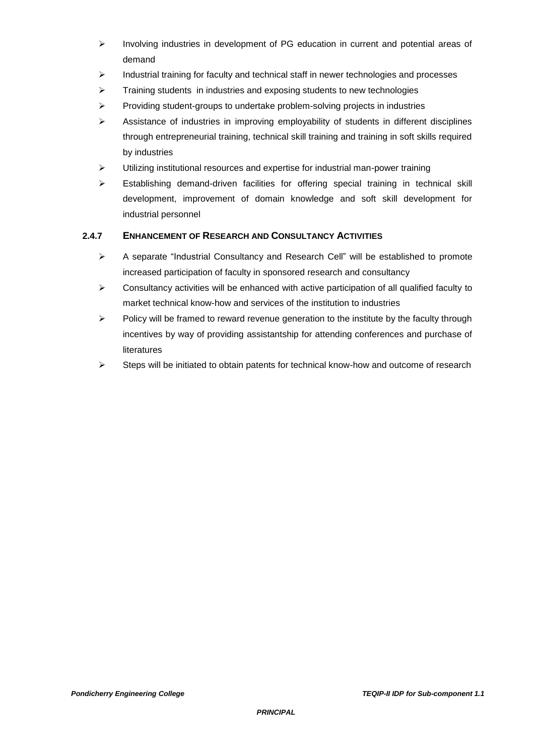- Involving industries in development of PG education in current and potential areas of demand
- Industrial training for faculty and technical staff in newer technologies and processes
- Training students in industries and exposing students to new technologies
- Providing student-groups to undertake problem-solving projects in industries
- Assistance of industries in improving employability of students in different disciplines through entrepreneurial training, technical skill training and training in soft skills required by industries
- Utilizing institutional resources and expertise for industrial man-power training
- Establishing demand-driven facilities for offering special training in technical skill development, improvement of domain knowledge and soft skill development for industrial personnel

### 2.4.7 ENHANCEMENT OF RESEARCH AND CONSULTANCY ACTIVITIES

- A separate "Industrial Consultancy and Research Cell" will be established to promote increased participation of faculty in sponsored research and consultancy
- Consultancy activities will be enhanced with active participation of all qualified faculty to market technical know-how and services of the institution to industries
- Policy will be framed to reward revenue generation to the institute by the faculty through incentives by way of providing assistantship for attending conferences and purchase of literatures
- Steps will be initiated to obtain patents for technical know-how and outcome of research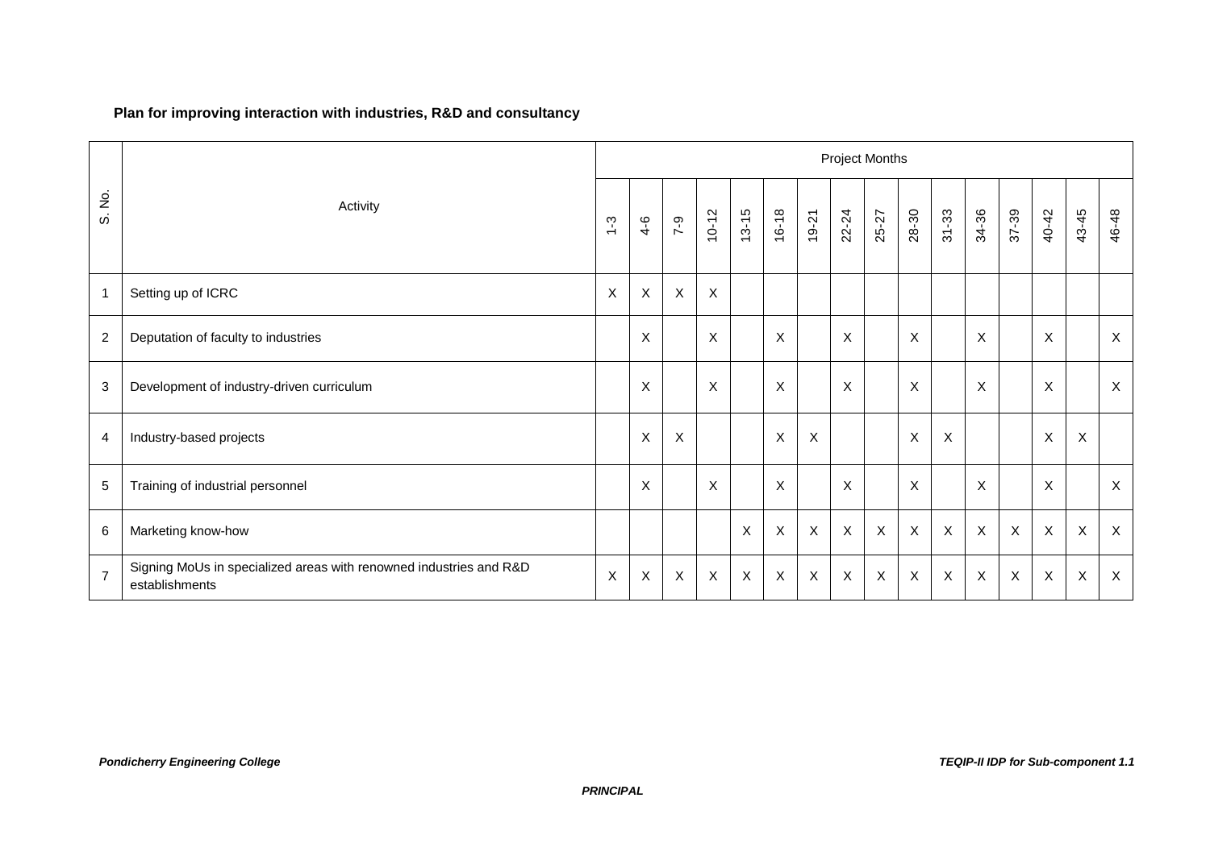**Plan for improving interaction with industries, R&D and consultancy**

| S. No. | Activity | Project Months | | | | | | | | | | | | | | | |
|---|---|---|---|---|---|---|---|---|---|---|---|---|---|---|---|---|---|
| | | 1-3 | 4-6 | 7-9 | 10-12 | 13-15 | 16-18 | 19-21 | 22-24 | 25-27 | 28-30 | 31-33 | 34-36 | 37-39 | 40-42 | 43-45 | 46-48 |
| 1 | Setting up of ICRC | X | X | X | X | | | | | | | | | | | | |
| 2 | Deputation of faculty to industries | | X | | X | | X | | X | | X | | X | | X | | X |
| 3 | Development of industry-driven curriculum | | X | | X | | X | | X | | X | | X | | X | | X |
| 4 | Industry-based projects | | X | X | | | X | X | | | X | X | | | X | X | |
| 5 | Training of industrial personnel | | X | | X | | X | | X | | X | | X | | X | | X |
| 6 | Marketing know-how | | | | | X | X | X | X | X | X | X | X | X | X | X | X |
| 7 | Signing MoUs in specialized areas with renowned industries and R&D establishments | X | X | X | X | X | X | X | X | X | X | X | X | X | X | X | X |

***PRINCIPAL***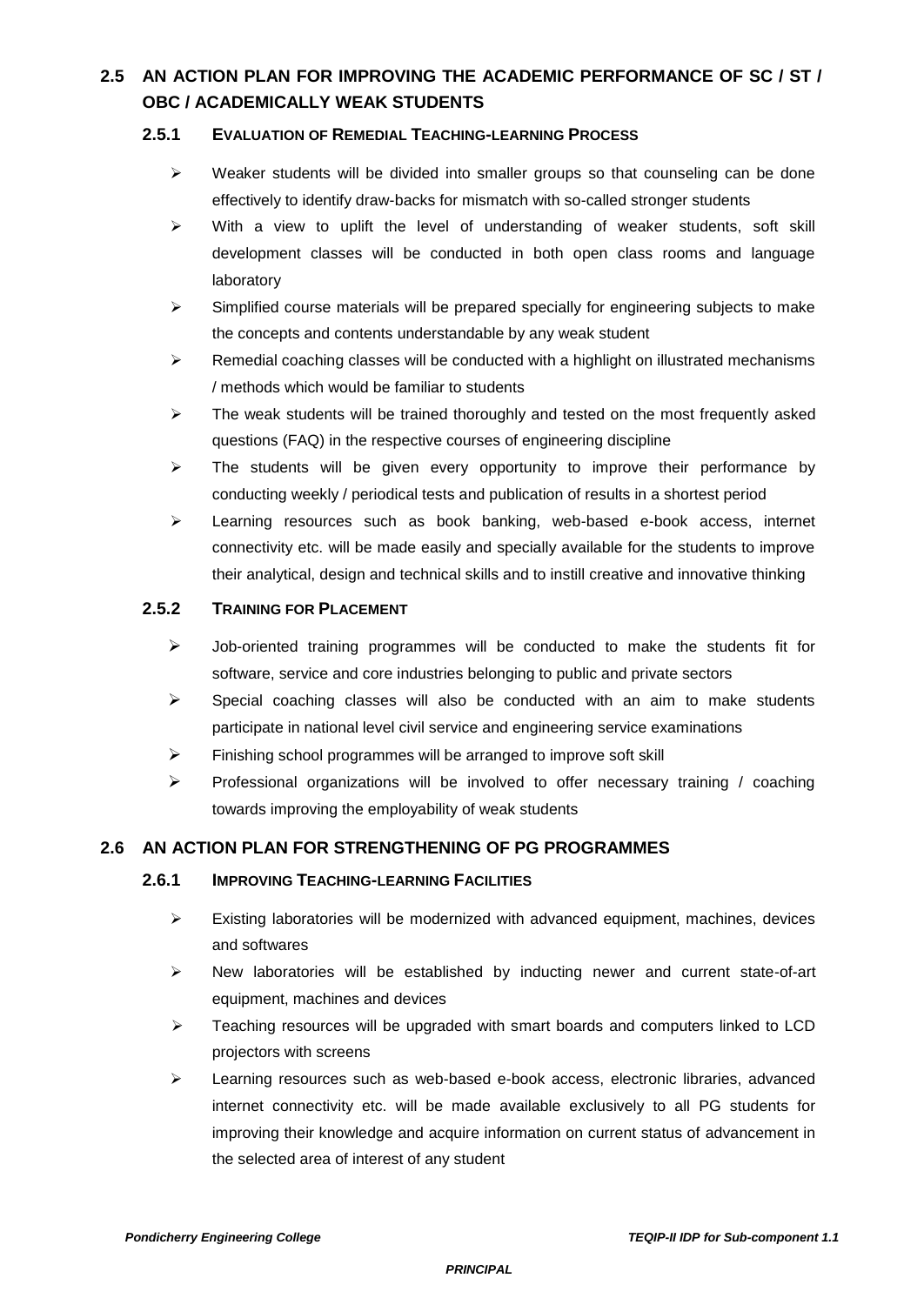## 2.5 AN ACTION PLAN FOR IMPROVING THE ACADEMIC PERFORMANCE OF SC / ST / OBC / ACADEMICALLY WEAK STUDENTS

### 2.5.1 EVALUATION OF REMEDIAL TEACHING-LEARNING PROCESS

- Weaker students will be divided into smaller groups so that counseling can be done effectively to identify draw-backs for mismatch with so-called stronger students
- With a view to uplift the level of understanding of weaker students, soft skill development classes will be conducted in both open class rooms and language laboratory
- Simplified course materials will be prepared specially for engineering subjects to make the concepts and contents understandable by any weak student
- Remedial coaching classes will be conducted with a highlight on illustrated mechanisms / methods which would be familiar to students
- The weak students will be trained thoroughly and tested on the most frequently asked questions (FAQ) in the respective courses of engineering discipline
- The students will be given every opportunity to improve their performance by conducting weekly / periodical tests and publication of results in a shortest period
- Learning resources such as book banking, web-based e-book access, internet connectivity etc. will be made easily and specially available for the students to improve their analytical, design and technical skills and to instill creative and innovative thinking

### 2.5.2 TRAINING FOR PLACEMENT

- Job-oriented training programmes will be conducted to make the students fit for software, service and core industries belonging to public and private sectors
- Special coaching classes will also be conducted with an aim to make students participate in national level civil service and engineering service examinations
- Finishing school programmes will be arranged to improve soft skill
- Professional organizations will be involved to offer necessary training / coaching towards improving the employability of weak students

## 2.6 AN ACTION PLAN FOR STRENGTHENING OF PG PROGRAMMES

### 2.6.1 IMPROVING TEACHING-LEARNING FACILITIES

- Existing laboratories will be modernized with advanced equipment, machines, devices and softwares
- New laboratories will be established by inducting newer and current state-of-art equipment, machines and devices
- Teaching resources will be upgraded with smart boards and computers linked to LCD projectors with screens
- Learning resources such as web-based e-book access, electronic libraries, advanced internet connectivity etc. will be made available exclusively to all PG students for improving their knowledge and acquire information on current status of advancement in the selected area of interest of any student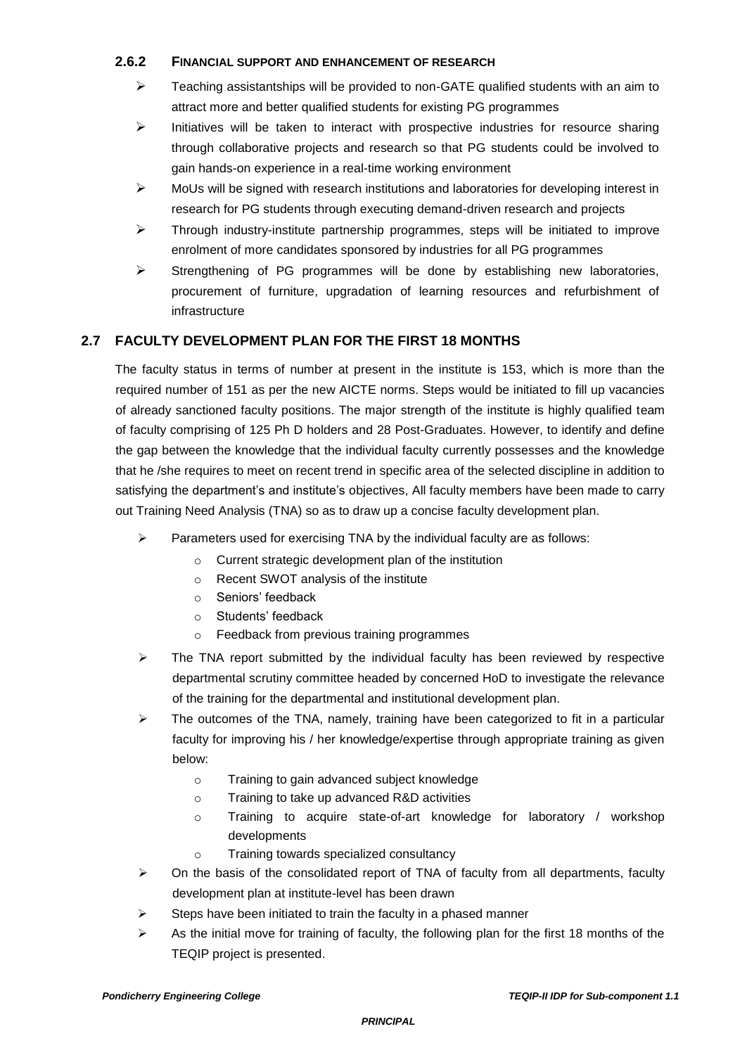### 2.6.2 FINANCIAL SUPPORT AND ENHANCEMENT OF RESEARCH

- Teaching assistantships will be provided to non-GATE qualified students with an aim to attract more and better qualified students for existing PG programmes
- Initiatives will be taken to interact with prospective industries for resource sharing through collaborative projects and research so that PG students could be involved to gain hands-on experience in a real-time working environment
- MoUs will be signed with research institutions and laboratories for developing interest in research for PG students through executing demand-driven research and projects
- Through industry-institute partnership programmes, steps will be initiated to improve enrolment of more candidates sponsored by industries for all PG programmes
- Strengthening of PG programmes will be done by establishing new laboratories, procurement of furniture, upgradation of learning resources and refurbishment of infrastructure

## 2.7 FACULTY DEVELOPMENT PLAN FOR THE FIRST 18 MONTHS

The faculty status in terms of number at present in the institute is 153, which is more than the required number of 151 as per the new AICTE norms. Steps would be initiated to fill up vacancies of already sanctioned faculty positions. The major strength of the institute is highly qualified team of faculty comprising of 125 Ph D holders and 28 Post-Graduates. However, to identify and define the gap between the knowledge that the individual faculty currently possesses and the knowledge that he /she requires to meet on recent trend in specific area of the selected discipline in addition to satisfying the department's and institute's objectives, All faculty members have been made to carry out Training Need Analysis (TNA) so as to draw up a concise faculty development plan.

- Parameters used for exercising TNA by the individual faculty are as follows:
  - Current strategic development plan of the institution
  - Recent SWOT analysis of the institute
  - Seniors' feedback
  - Students' feedback
  - Feedback from previous training programmes
- The TNA report submitted by the individual faculty has been reviewed by respective departmental scrutiny committee headed by concerned HoD to investigate the relevance of the training for the departmental and institutional development plan.
- The outcomes of the TNA, namely, training have been categorized to fit in a particular faculty for improving his / her knowledge/expertise through appropriate training as given below:
  - Training to gain advanced subject knowledge
  - Training to take up advanced R&D activities
  - Training to acquire state-of-art knowledge for laboratory / workshop developments
  - Training towards specialized consultancy
- On the basis of the consolidated report of TNA of faculty from all departments, faculty development plan at institute-level has been drawn
- Steps have been initiated to train the faculty in a phased manner
- As the initial move for training of faculty, the following plan for the first 18 months of the TEQIP project is presented.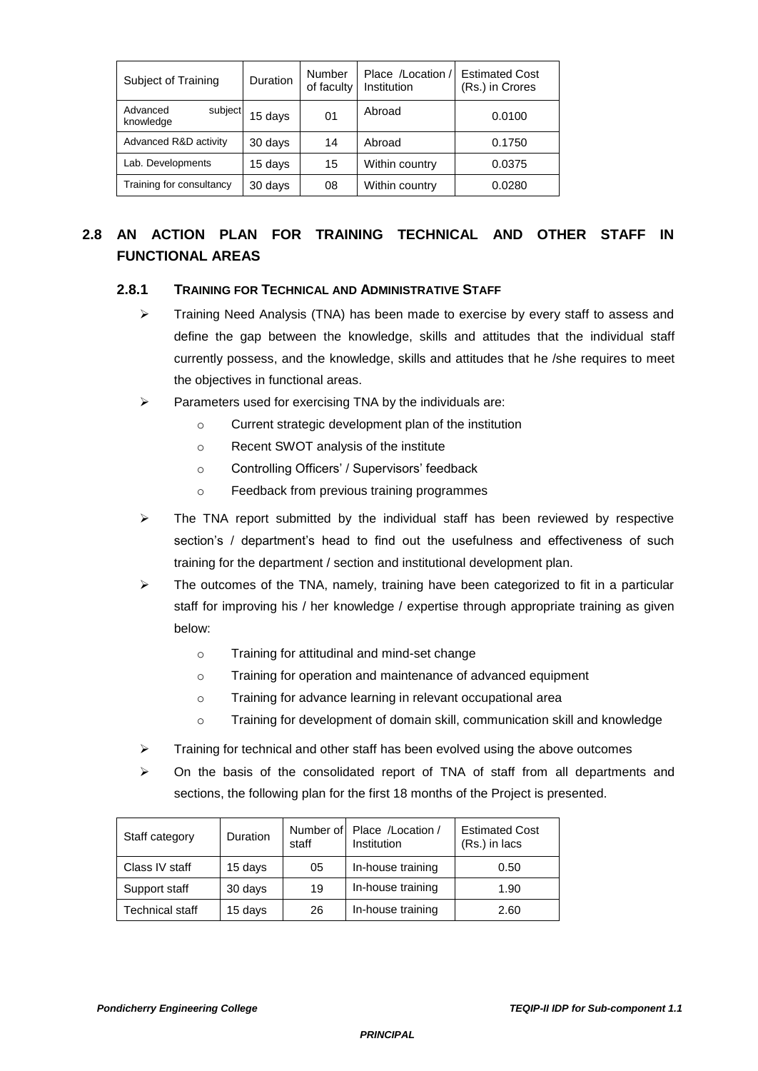| Subject of Training | Duration | Number of faculty | Place /Location / Institution | Estimated Cost (Rs.) in Crores |
|---|---|---|---|---|
| Advanced subject knowledge | 15 days | 01 | Abroad | 0.0100 |
| Advanced R&D activity | 30 days | 14 | Abroad | 0.1750 |
| Lab. Developments | 15 days | 15 | Within country | 0.0375 |
| Training for consultancy | 30 days | 08 | Within country | 0.0280 |

## 2.8 AN ACTION PLAN FOR TRAINING TECHNICAL AND OTHER STAFF IN FUNCTIONAL AREAS

### 2.8.1 TRAINING FOR TECHNICAL AND ADMINISTRATIVE STAFF

- Training Need Analysis (TNA) has been made to exercise by every staff to assess and define the gap between the knowledge, skills and attitudes that the individual staff currently possess, and the knowledge, skills and attitudes that he /she requires to meet the objectives in functional areas.
- Parameters used for exercising TNA by the individuals are:
    - Current strategic development plan of the institution
    - Recent SWOT analysis of the institute
    - Controlling Officers' / Supervisors' feedback
    - Feedback from previous training programmes
- The TNA report submitted by the individual staff has been reviewed by respective section's / department's head to find out the usefulness and effectiveness of such training for the department / section and institutional development plan.
- The outcomes of the TNA, namely, training have been categorized to fit in a particular staff for improving his / her knowledge / expertise through appropriate training as given below:
    - Training for attitudinal and mind-set change
    - Training for operation and maintenance of advanced equipment
    - Training for advance learning in relevant occupational area
    - Training for development of domain skill, communication skill and knowledge
- Training for technical and other staff has been evolved using the above outcomes
- On the basis of the consolidated report of TNA of staff from all departments and sections, the following plan for the first 18 months of the Project is presented.

| Staff category | Duration | Number of staff | Place /Location / Institution | Estimated Cost (Rs.) in lacs |
|---|---|---|---|---|
| Class IV staff | 15 days | 05 | In-house training | 0.50 |
| Support staff | 30 days | 19 | In-house training | 1.90 |
| Technical staff | 15 days | 26 | In-house training | 2.60 |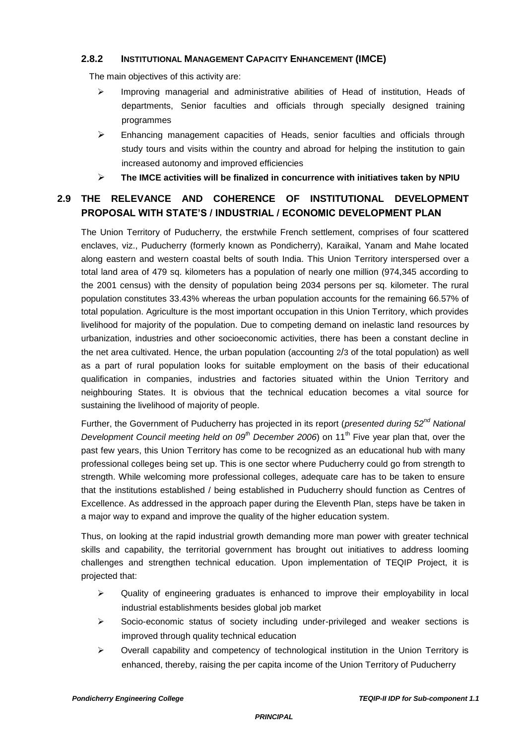### 2.8.2 INSTITUTIONAL MANAGEMENT CAPACITY ENHANCEMENT (IMCE)

The main objectives of this activity are:

- Improving managerial and administrative abilities of Head of institution, Heads of departments, Senior faculties and officials through specially designed training programmes
- Enhancing management capacities of Heads, senior faculties and officials through study tours and visits within the country and abroad for helping the institution to gain increased autonomy and improved efficiencies
- **The IMCE activities will be finalized in concurrence with initiatives taken by NPIU**

## 2.9 THE RELEVANCE AND COHERENCE OF INSTITUTIONAL DEVELOPMENT PROPOSAL WITH STATE'S / INDUSTRIAL / ECONOMIC DEVELOPMENT PLAN

The Union Territory of Puducherry, the erstwhile French settlement, comprises of four scattered enclaves, viz., Puducherry (formerly known as Pondicherry), Karaikal, Yanam and Mahe located along eastern and western coastal belts of south India. This Union Territory interspersed over a total land area of 479 sq. kilometers has a population of nearly one million (974,345 according to the 2001 census) with the density of population being 2034 persons per sq. kilometer. The rural population constitutes 33.43% whereas the urban population accounts for the remaining 66.57% of total population. Agriculture is the most important occupation in this Union Territory, which provides livelihood for majority of the population. Due to competing demand on inelastic land resources by urbanization, industries and other socioeconomic activities, there has been a constant decline in the net area cultivated. Hence, the urban population (accounting 2/3 of the total population) as well as a part of rural population looks for suitable employment on the basis of their educational qualification in companies, industries and factories situated within the Union Territory and neighbouring States. It is obvious that the technical education becomes a vital source for sustaining the livelihood of majority of people.

Further, the Government of Puducherry has projected in its report (*presented during 52nd National Development Council meeting held on 09th December 2006*) on 11th Five year plan that, over the past few years, this Union Territory has come to be recognized as an educational hub with many professional colleges being set up. This is one sector where Puducherry could go from strength to strength. While welcoming more professional colleges, adequate care has to be taken to ensure that the institutions established / being established in Puducherry should function as Centres of Excellence. As addressed in the approach paper during the Eleventh Plan, steps have be taken in a major way to expand and improve the quality of the higher education system.

Thus, on looking at the rapid industrial growth demanding more man power with greater technical skills and capability, the territorial government has brought out initiatives to address looming challenges and strengthen technical education. Upon implementation of TEQIP Project, it is projected that:

- Quality of engineering graduates is enhanced to improve their employability in local industrial establishments besides global job market
- Socio-economic status of society including under-privileged and weaker sections is improved through quality technical education
- Overall capability and competency of technological institution in the Union Territory is enhanced, thereby, raising the per capita income of the Union Territory of Puducherry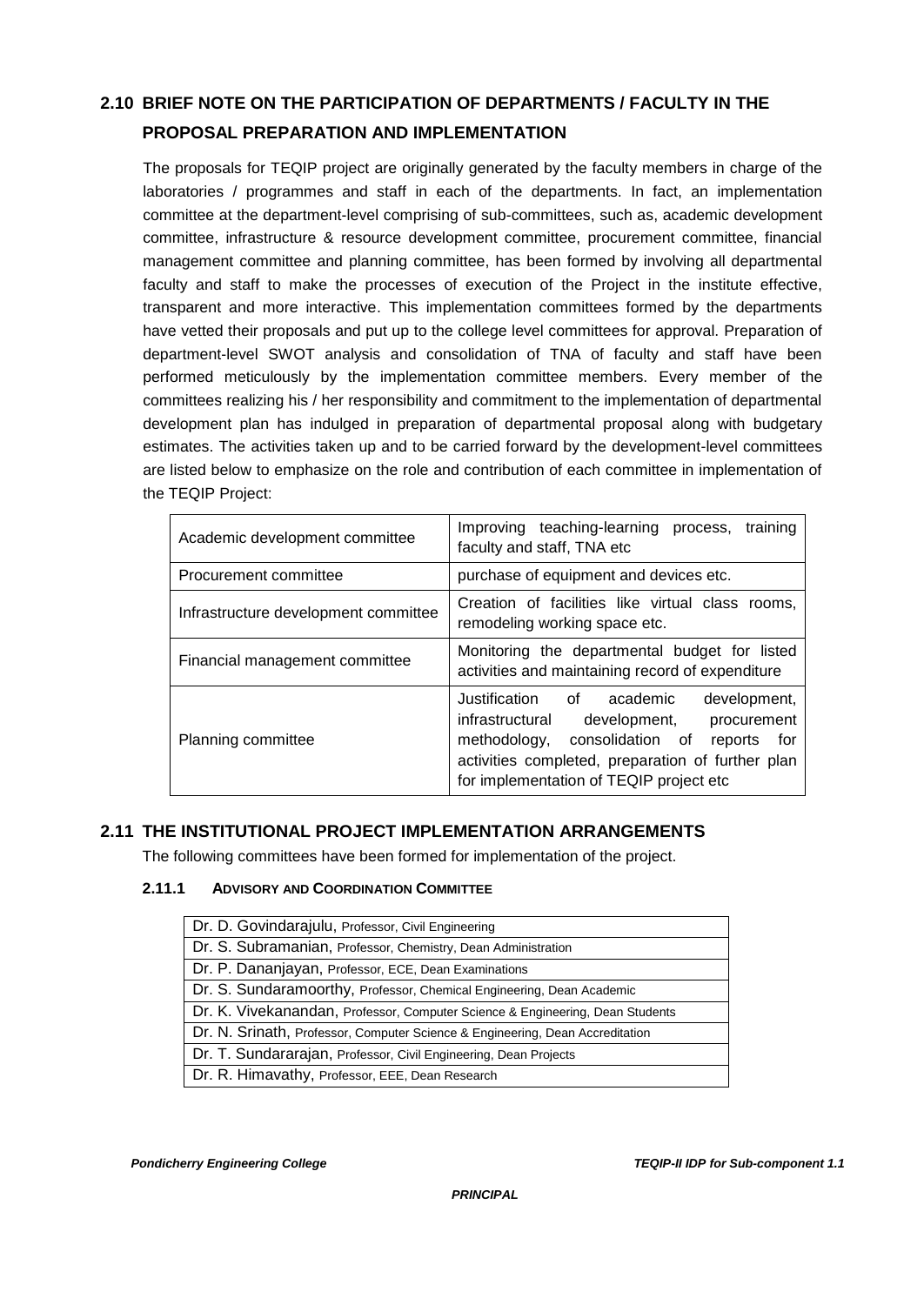## 2.10 BRIEF NOTE ON THE PARTICIPATION OF DEPARTMENTS / FACULTY IN THE PROPOSAL PREPARATION AND IMPLEMENTATION

The proposals for TEQIP project are originally generated by the faculty members in charge of the laboratories / programmes and staff in each of the departments. In fact, an implementation committee at the department-level comprising of sub-committees, such as, academic development committee, infrastructure & resource development committee, procurement committee, financial management committee and planning committee, has been formed by involving all departmental faculty and staff to make the processes of execution of the Project in the institute effective, transparent and more interactive. This implementation committees formed by the departments have vetted their proposals and put up to the college level committees for approval. Preparation of department-level SWOT analysis and consolidation of TNA of faculty and staff have been performed meticulously by the implementation committee members. Every member of the committees realizing his / her responsibility and commitment to the implementation of departmental development plan has indulged in preparation of departmental proposal along with budgetary estimates. The activities taken up and to be carried forward by the development-level committees are listed below to emphasize on the role and contribution of each committee in implementation of the TEQIP Project:

| | |
|---|---|
| Academic development committee | Improving teaching-learning process, training faculty and staff, TNA etc |
| Procurement committee | purchase of equipment and devices etc. |
| Infrastructure development committee | Creation of facilities like virtual class rooms, remodeling working space etc. |
| Financial management committee | Monitoring the departmental budget for listed activities and maintaining record of expenditure |
| Planning committee | Justification of academic development, infrastructural development, procurement methodology, consolidation of reports for activities completed, preparation of further plan for implementation of TEQIP project etc |

## 2.11 THE INSTITUTIONAL PROJECT IMPLEMENTATION ARRANGEMENTS

The following committees have been formed for implementation of the project.

### 2.11.1 ADVISORY AND COORDINATION COMMITTEE

| |
|---|
| Dr. D. Govindarajulu, Professor, Civil Engineering |
| Dr. S. Subramanian, Professor, Chemistry, Dean Administration |
| Dr. P. Dananjayan, Professor, ECE, Dean Examinations |
| Dr. S. Sundaramoorthy, Professor, Chemical Engineering, Dean Academic |
| Dr. K. Vivekanandan, Professor, Computer Science & Engineering, Dean Students |
| Dr. N. Srinath, Professor, Computer Science & Engineering, Dean Accreditation |
| Dr. T. Sundararajan, Professor, Civil Engineering, Dean Projects |
| Dr. R. Himavathy, Professor, EEE, Dean Research |

*PRINCIPAL*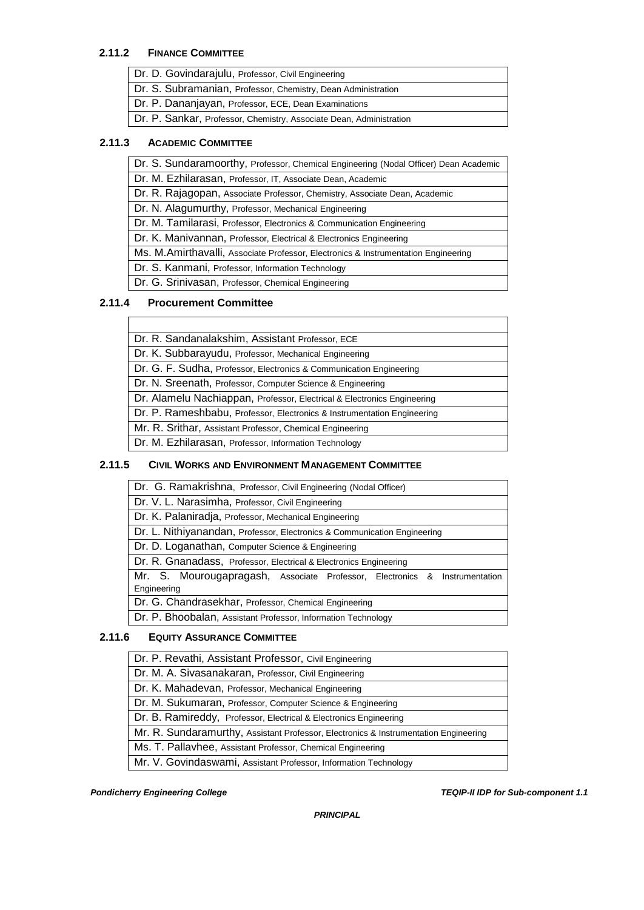### 2.11.2 FINANCE COMMITTEE

| |
|---|
| Dr. D. Govindarajulu, Professor, Civil Engineering |
| Dr. S. Subramanian, Professor, Chemistry, Dean Administration |
| Dr. P. Dananjayan, Professor, ECE, Dean Examinations |
| Dr. P. Sankar, Professor, Chemistry, Associate Dean, Administration |

### 2.11.3 ACADEMIC COMMITTEE

| |
|---|
| Dr. S. Sundaramoorthy, Professor, Chemical Engineering (Nodal Officer) Dean Academic |
| Dr. M. Ezhilarasan, Professor, IT, Associate Dean, Academic |
| Dr. R. Rajagopan, Associate Professor, Chemistry, Associate Dean, Academic |
| Dr. N. Alagumurthy, Professor, Mechanical Engineering |
| Dr. M. Tamilarasi, Professor, Electronics & Communication Engineering |
| Dr. K. Manivannan, Professor, Electrical & Electronics Engineering |
| Ms. M.Amirthavalli, Associate Professor, Electronics & Instrumentation Engineering |
| Dr. S. Kanmani, Professor, Information Technology |
| Dr. G. Srinivasan, Professor, Chemical Engineering |

### 2.11.4 Procurement Committee

| |
|---|
| |
| Dr. R. Sandanalakshim, Assistant Professor, ECE |
| Dr. K. Subbarayudu, Professor, Mechanical Engineering |
| Dr. G. F. Sudha, Professor, Electronics & Communication Engineering |
| Dr. N. Sreenath, Professor, Computer Science & Engineering |
| Dr. Alamelu Nachiappan, Professor, Electrical & Electronics Engineering |
| Dr. P. Rameshbabu, Professor, Electronics & Instrumentation Engineering |
| Mr. R. Srithar, Assistant Professor, Chemical Engineering |
| Dr. M. Ezhilarasan, Professor, Information Technology |

### 2.11.5 CIVIL WORKS AND ENVIRONMENT MANAGEMENT COMMITTEE

| |
|---|
| Dr. G. Ramakrishna, Professor, Civil Engineering (Nodal Officer) |
| Dr. V. L. Narasimha, Professor, Civil Engineering |
| Dr. K. Palaniradja, Professor, Mechanical Engineering |
| Dr. L. Nithiyanandan, Professor, Electronics & Communication Engineering |
| Dr. D. Loganathan, Computer Science & Engineering |
| Dr. R. Gnanadass, Professor, Electrical & Electronics Engineering |
| Mr. S. Mourougapragash, Associate Professor, Electronics & Instrumentation Engineering |
| Dr. G. Chandrasekhar, Professor, Chemical Engineering |
| Dr. P. Bhoobalan, Assistant Professor, Information Technology |

### 2.11.6 EQUITY ASSURANCE COMMITTEE

| |
|---|
| Dr. P. Revathi, Assistant Professor, Civil Engineering |
| Dr. M. A. Sivasanakaran, Professor, Civil Engineering |
| Dr. K. Mahadevan, Professor, Mechanical Engineering |
| Dr. M. Sukumaran, Professor, Computer Science & Engineering |
| Dr. B. Ramireddy, Professor, Electrical & Electronics Engineering |
| Mr. R. Sundaramurthy, Assistant Professor, Electronics & Instrumentation Engineering |
| Ms. T. Pallavhee, Assistant Professor, Chemical Engineering |
| Mr. V. Govindaswami, Assistant Professor, Information Technology |

***PRINCIPAL***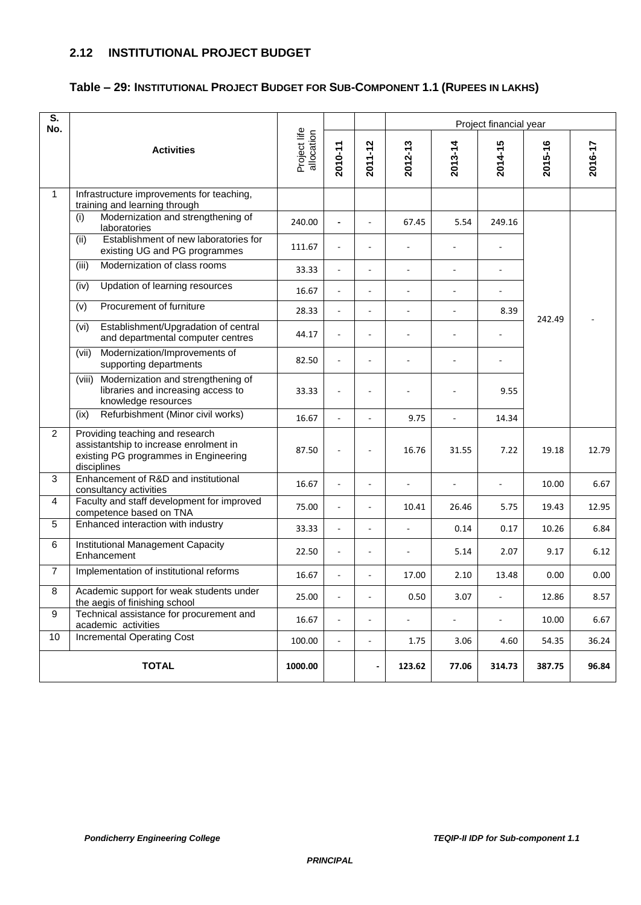## 2.12 INSTITUTIONAL PROJECT BUDGET

### Table – 29: INSTITUTIONAL PROJECT BUDGET FOR SUB-COMPONENT 1.1 (RUPEES IN LAKHS)

| S. No. | Activities | Project life allocation | | | Project financial year | | | |
|---|---|---|---|---|---|---|---|---|
| | | | 2010-11 | 2011-12 | 2012-13 | 2013-14 | 2014-15 | 2015-16 | 2016-17 |
| 1 | Infrastructure improvements for teaching, training and learning through | | | | | | | | |
| | (i) Modernization and strengthening of laboratories | 240.00 | - | - | 67.45 | 5.54 | 249.16 | 242.49 | - |
| | (ii) Establishment of new laboratories for existing UG and PG programmes | 111.67 | - | - | - | - | - | | |
| | (iii) Modernization of class rooms | 33.33 | - | - | - | - | - | | |
| | (iv) Updation of learning resources | 16.67 | - | - | - | - | - | | |
| | (v) Procurement of furniture | 28.33 | - | - | - | - | 8.39 | | |
| | (vi) Establishment/Upgradation of central and departmental computer centres | 44.17 | - | - | - | - | - | | |
| | (vii) Modernization/Improvements of supporting departments | 82.50 | - | - | - | - | - | | |
| | (viii) Modernization and strengthening of libraries and increasing access to knowledge resources | 33.33 | - | - | - | - | 9.55 | | |
| | (ix) Refurbishment (Minor civil works) | 16.67 | - | - | 9.75 | - | 14.34 | | |
| 2 | Providing teaching and research assistantship to increase enrolment in existing PG programmes in Engineering disciplines | 87.50 | - | - | 16.76 | 31.55 | 7.22 | 19.18 | 12.79 |
| 3 | Enhancement of R&D and institutional consultancy activities | 16.67 | - | - | - | - | - | 10.00 | 6.67 |
| 4 | Faculty and staff development for improved competence based on TNA | 75.00 | - | - | 10.41 | 26.46 | 5.75 | 19.43 | 12.95 |
| 5 | Enhanced interaction with industry | 33.33 | - | - | - | 0.14 | 0.17 | 10.26 | 6.84 |
| 6 | Institutional Management Capacity Enhancement | 22.50 | - | - | - | 5.14 | 2.07 | 9.17 | 6.12 |
| 7 | Implementation of institutional reforms | 16.67 | - | - | 17.00 | 2.10 | 13.48 | 0.00 | 0.00 |
| 8 | Academic support for weak students under the aegis of finishing school | 25.00 | - | - | 0.50 | 3.07 | - | 12.86 | 8.57 |
| 9 | Technical assistance for procurement and academic activities | 16.67 | - | - | - | - | - | 10.00 | 6.67 |
| 10 | Incremental Operating Cost | 100.00 | - | - | 1.75 | 3.06 | 4.60 | 54.35 | 36.24 |
| | **TOTAL** | **1000.00** | | **-** | **123.62** | **77.06** | **314.73** | **387.75** | **96.84** |

*PRINCIPAL*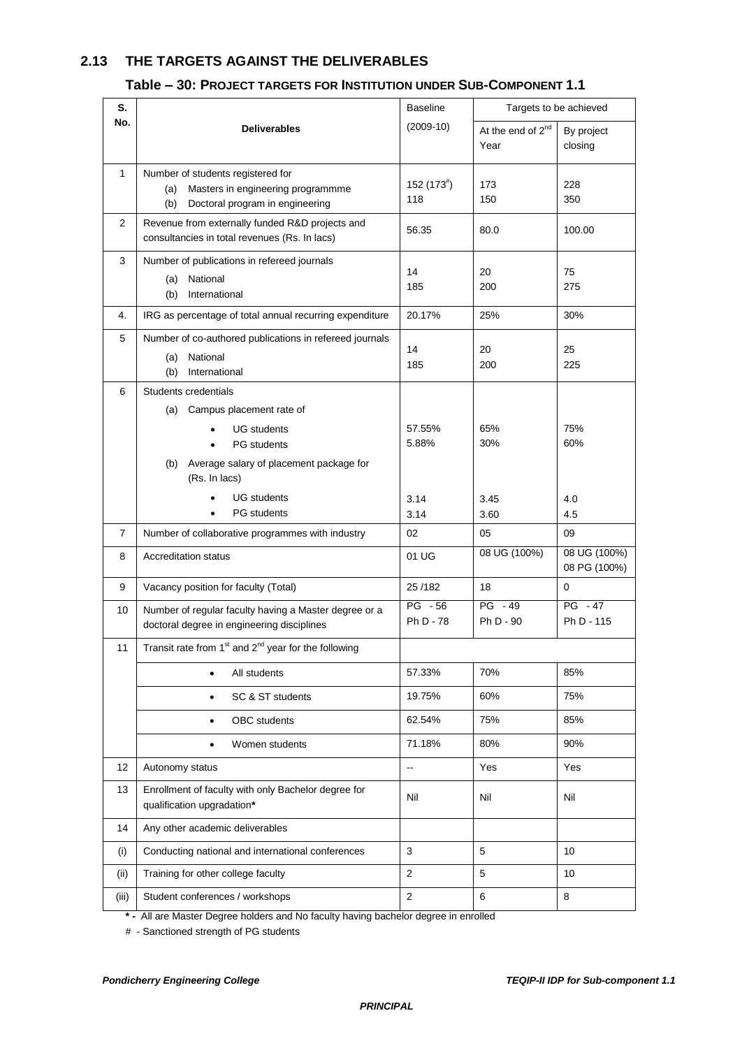## 2.13 THE TARGETS AGAINST THE DELIVERABLES

### Table – 30: PROJECT TARGETS FOR INSTITUTION UNDER SUB-COMPONENT 1.1

| S. No. | Deliverables | Baseline (2009-10) | Targets to be achieved | |
|---|---|---|---|---|
| | | | At the end of 2[nd] Year | By project closing |
| 1 | Number of students registered for<br>(a) Masters in engineering programmme<br>(b) Doctoral program in engineering | 152 (173[#])<br>118 | 173<br>150 | 228<br>350 |
| 2 | Revenue from externally funded R&D projects and consultancies in total revenues (Rs. In lacs) | 56.35 | 80.0 | 100.00 |
| 3 | Number of publications in refereed journals<br>(a) National<br>(b) International | 14<br>185 | 20<br>200 | 75<br>275 |
| 4. | IRG as percentage of total annual recurring expenditure | 20.17% | 25% | 30% |
| 5 | Number of co-authored publications in refereed journals<br>(a) National<br>(b) International | 14<br>185 | 20<br>200 | 25<br>225 |
| 6 | Students credentials<br>(a) Campus placement rate of<br>• UG students<br>• PG students<br>(b) Average salary of placement package for (Rs. In lacs)<br>• UG students<br>• PG students | <br><br>57.55%<br>5.88%<br><br>3.14<br>3.14 | <br><br>65%<br>30%<br><br>3.45<br>3.60 | <br><br>75%<br>60%<br><br>4.0<br>4.5 |
| 7 | Number of collaborative programmes with industry | 02 | 05 | 09 |
| 8 | Accreditation status | 01 UG | 08 UG (100%) | 08 UG (100%)<br>08 PG (100%) |
| 9 | Vacancy position for faculty (Total) | 25 /182 | 18 | 0 |
| 10 | Number of regular faculty having a Master degree or a doctoral degree in engineering disciplines | PG - 56<br>Ph D - 78 | PG - 49<br>Ph D - 90 | PG - 47<br>Ph D - 115 |
| 11 | Transit rate from 1[st] and 2[nd] year for the following | | | |
| | • All students | 57.33% | 70% | 85% |
| | • SC & ST students | 19.75% | 60% | 75% |
| | • OBC students | 62.54% | 75% | 85% |
| | • Women students | 71.18% | 80% | 90% |
| 12 | Autonomy status | -- | Yes | Yes |
| 13 | Enrollment of faculty with only Bachelor degree for qualification upgradation* | Nil | Nil | Nil |
| 14 | Any other academic deliverables | | | |
| (i) | Conducting national and international conferences | 3 | 5 | 10 |
| (ii) | Training for other college faculty | 2 | 5 | 10 |
| (iii) | Student conferences / workshops | 2 | 6 | 8 |

**\* -** All are Master Degree holders and No faculty having bachelor degree in enrolled

\# - Sanctioned strength of PG students

***PRINCIPAL***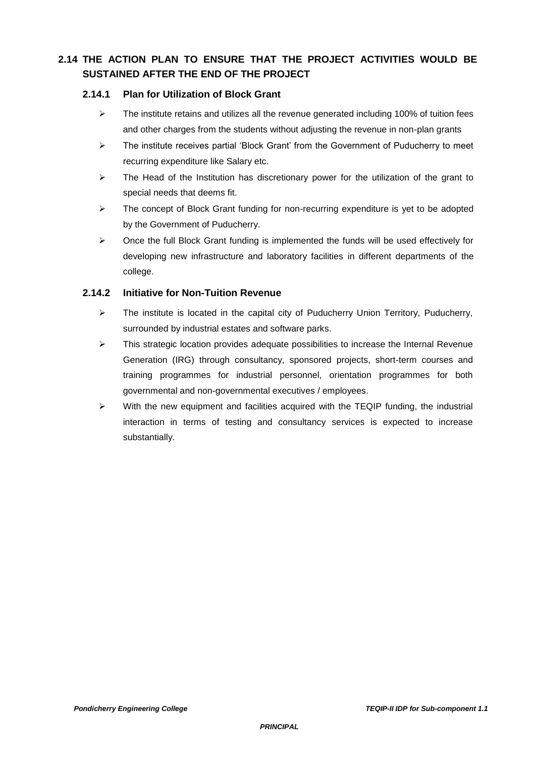## 2.14 THE ACTION PLAN TO ENSURE THAT THE PROJECT ACTIVITIES WOULD BE SUSTAINED AFTER THE END OF THE PROJECT

### 2.14.1 Plan for Utilization of Block Grant

- The institute retains and utilizes all the revenue generated including 100% of tuition fees and other charges from the students without adjusting the revenue in non-plan grants
- The institute receives partial 'Block Grant' from the Government of Puducherry to meet recurring expenditure like Salary etc.
- The Head of the Institution has discretionary power for the utilization of the grant to special needs that deems fit.
- The concept of Block Grant funding for non-recurring expenditure is yet to be adopted by the Government of Puducherry.
- Once the full Block Grant funding is implemented the funds will be used effectively for developing new infrastructure and laboratory facilities in different departments of the college.

### 2.14.2 Initiative for Non-Tuition Revenue

- The institute is located in the capital city of Puducherry Union Territory, Puducherry, surrounded by industrial estates and software parks.
- This strategic location provides adequate possibilities to increase the Internal Revenue Generation (IRG) through consultancy, sponsored projects, short-term courses and training programmes for industrial personnel, orientation programmes for both governmental and non-governmental executives / employees.
- With the new equipment and facilities acquired with the TEQIP funding, the industrial interaction in terms of testing and consultancy services is expected to increase substantially.

*PRINCIPAL*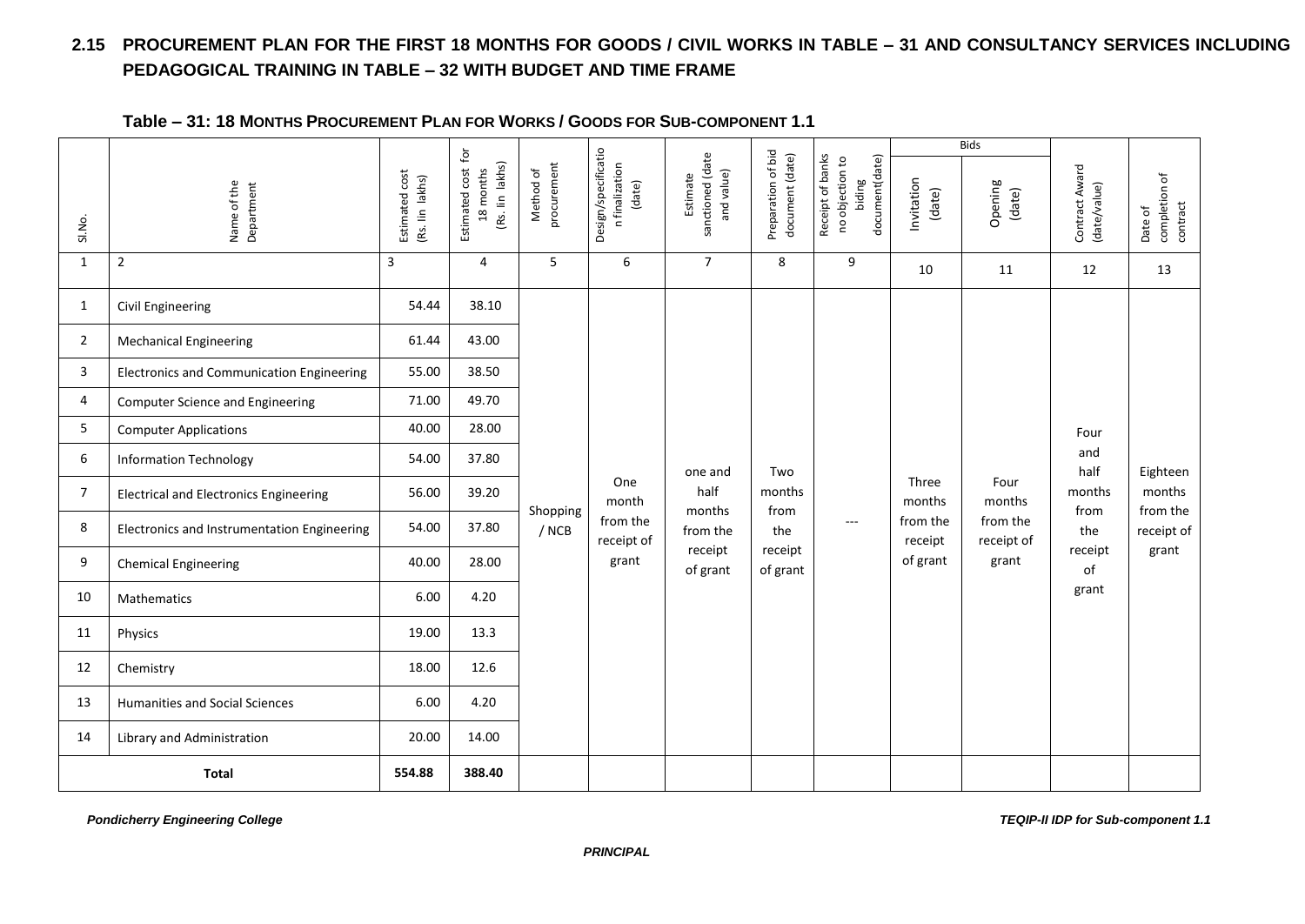## 2.15 PROCUREMENT PLAN FOR THE FIRST 18 MONTHS FOR GOODS / CIVIL WORKS IN TABLE – 31 AND CONSULTANCY SERVICES INCLUDING PEDAGOGICAL TRAINING IN TABLE – 32 WITH BUDGET AND TIME FRAME

**Table – 31: 18 MONTHS PROCUREMENT PLAN FOR WORKS / GOODS FOR SUB-COMPONENT 1.1**

| Sl.No. | Name of the Department | Estimated cost (Rs. lin lakhs) | Estimated cost for 18 months (Rs. lin lakhs) | Method of procurement | Design/specification finalization (date) | Estimate sanctioned (date and value) | Preparation of bid document (date) | Receipt of banks no objection to biding document(date) | Bids | | Contract Award (date/value) | Date of completion of contract |
|---|---|---|---|---|---|---|---|---|---|---|---|---|
| | | | | | | | | | Invitation (date) | Opening (date) | | |
| 1 | 2 | 3 | 4 | 5 | 6 | 7 | 8 | 9 | 10 | 11 | 12 | 13 |
| 1 | Civil Engineering | 54.44 | 38.10 | Shopping / NCB | One month from the receipt of grant | one and half months from the receipt of grant | Two months from the receipt of grant | --- | Three months from the receipt of grant | Four months from the receipt of grant | Four and half months from the receipt of grant | Eighteen months from the receipt of grant |
| 2 | Mechanical Engineering | 61.44 | 43.00 | | | | | | | | | |
| 3 | Electronics and Communication Engineering | 55.00 | 38.50 | | | | | | | | | |
| 4 | Computer Science and Engineering | 71.00 | 49.70 | | | | | | | | | |
| 5 | Computer Applications | 40.00 | 28.00 | | | | | | | | | |
| 6 | Information Technology | 54.00 | 37.80 | | | | | | | | | |
| 7 | Electrical and Electronics Engineering | 56.00 | 39.20 | | | | | | | | | |
| 8 | Electronics and Instrumentation Engineering | 54.00 | 37.80 | | | | | | | | | |
| 9 | Chemical Engineering | 40.00 | 28.00 | | | | | | | | | |
| 10 | Mathematics | 6.00 | 4.20 | | | | | | | | | |
| 11 | Physics | 19.00 | 13.3 | | | | | | | | | |
| 12 | Chemistry | 18.00 | 12.6 | | | | | | | | | |
| 13 | Humanities and Social Sciences | 6.00 | 4.20 | | | | | | | | | |
| 14 | Library and Administration | 20.00 | 14.00 | | | | | | | | | |
| **Total** | | **554.88** | **388.40** | | | | | | | | | |

*PRINCIPAL*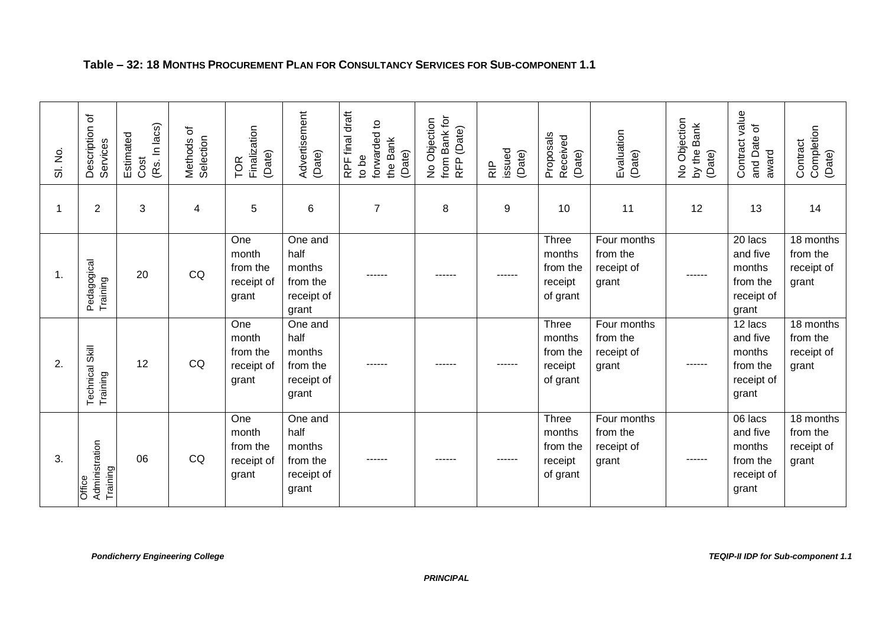**Table – 32: 18 MONTHS PROCUREMENT PLAN FOR CONSULTANCY SERVICES FOR SUB-COMPONENT 1.1**

| Sl. No. | Description of Services | Estimated Cost (Rs. In lacs) | Methods of Selection | TOR Finalization (Date) | Advertisement (Date) | RPF final draft to be forwarded to the Bank (Date) | No Objection from Bank for RFP (Date) | RIP issued (Date) | Proposals Received (Date) | Evaluation (Date) | No Objection by the Bank (Date) | Contract value and Date of award | Contract Completion (Date) |
|---|---|---|---|---|---|---|---|---|---|---|---|---|---|
| 1 | 2 | 3 | 4 | 5 | 6 | 7 | 8 | 9 | 10 | 11 | 12 | 13 | 14 |
| 1. | Pedagogical Training | 20 | CQ | One month from the receipt of grant | One and half months from the receipt of grant | ------ | ------ | ------ | Three months from the receipt of grant | Four months from the receipt of grant | ------ | 20 lacs and five months from the receipt of grant | 18 months from the receipt of grant |
| 2. | Technical Skill Training | 12 | CQ | One month from the receipt of grant | One and half months from the receipt of grant | ------ | ------ | ------ | Three months from the receipt of grant | Four months from the receipt of grant | ------ | 12 lacs and five months from the receipt of grant | 18 months from the receipt of grant |
| 3. | Office Administration Training | 06 | CQ | One month from the receipt of grant | One and half months from the receipt of grant | ------ | ------ | ------ | Three months from the receipt of grant | Four months from the receipt of grant | ------ | 06 lacs and five months from the receipt of grant | 18 months from the receipt of grant |

*PRINCIPAL*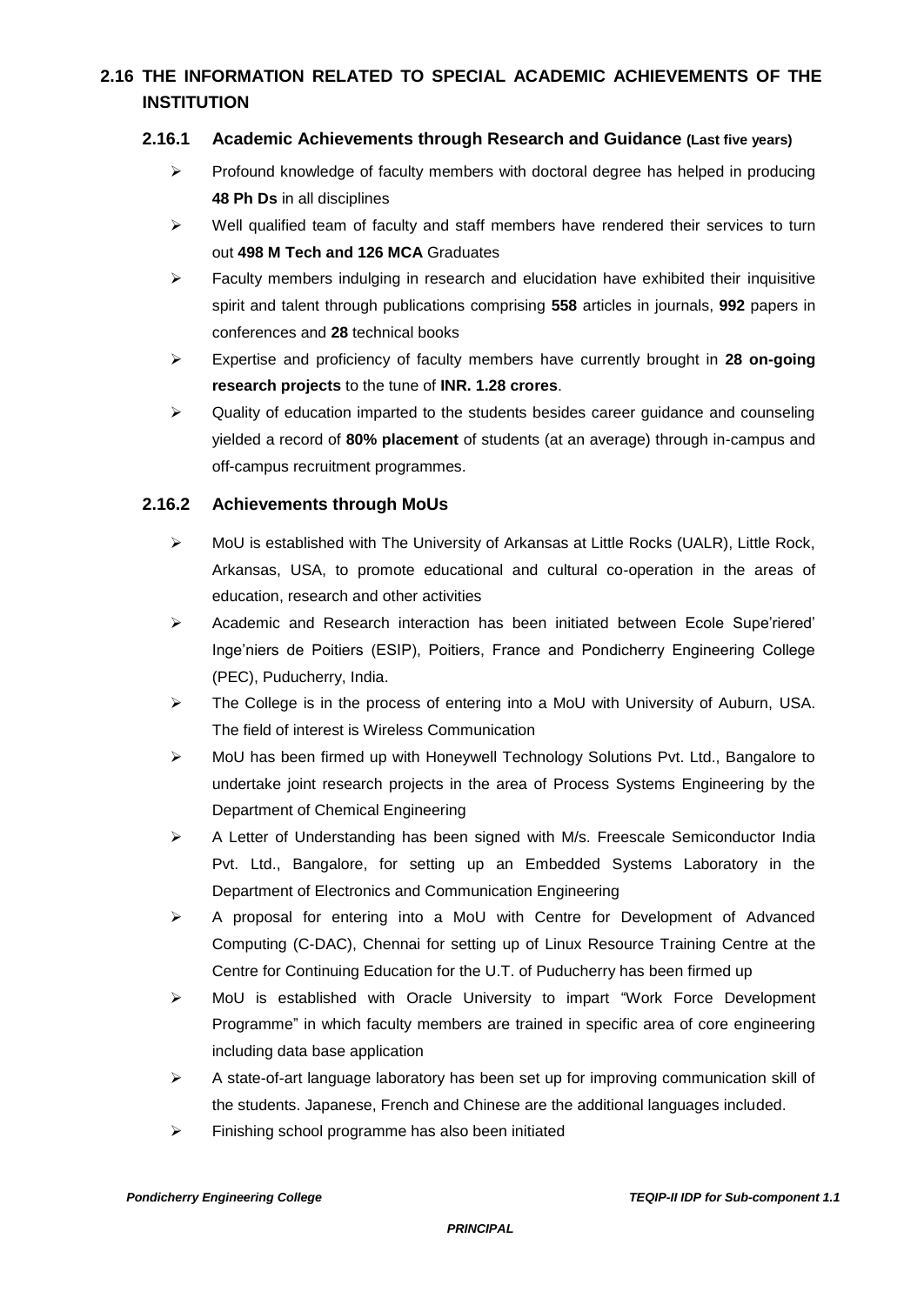## 2.16 THE INFORMATION RELATED TO SPECIAL ACADEMIC ACHIEVEMENTS OF THE INSTITUTION

### 2.16.1 Academic Achievements through Research and Guidance (Last five years)

- Profound knowledge of faculty members with doctoral degree has helped in producing **48 Ph Ds** in all disciplines
- Well qualified team of faculty and staff members have rendered their services to turn out **498 M Tech and 126 MCA** Graduates
- Faculty members indulging in research and elucidation have exhibited their inquisitive spirit and talent through publications comprising **558** articles in journals, **992** papers in conferences and **28** technical books
- Expertise and proficiency of faculty members have currently brought in **28 on-going research projects** to the tune of **INR. 1.28 crores**.
- Quality of education imparted to the students besides career guidance and counseling yielded a record of **80% placement** of students (at an average) through in-campus and off-campus recruitment programmes.

### 2.16.2 Achievements through MoUs

- MoU is established with The University of Arkansas at Little Rocks (UALR), Little Rock, Arkansas, USA, to promote educational and cultural co-operation in the areas of education, research and other activities
- Academic and Research interaction has been initiated between Ecole Supe'riered' Inge'niers de Poitiers (ESIP), Poitiers, France and Pondicherry Engineering College (PEC), Puducherry, India.
- The College is in the process of entering into a MoU with University of Auburn, USA. The field of interest is Wireless Communication
- MoU has been firmed up with Honeywell Technology Solutions Pvt. Ltd., Bangalore to undertake joint research projects in the area of Process Systems Engineering by the Department of Chemical Engineering
- A Letter of Understanding has been signed with M/s. Freescale Semiconductor India Pvt. Ltd., Bangalore, for setting up an Embedded Systems Laboratory in the Department of Electronics and Communication Engineering
- A proposal for entering into a MoU with Centre for Development of Advanced Computing (C-DAC), Chennai for setting up of Linux Resource Training Centre at the Centre for Continuing Education for the U.T. of Puducherry has been firmed up
- MoU is established with Oracle University to impart "Work Force Development Programme" in which faculty members are trained in specific area of core engineering including data base application
- A state-of-art language laboratory has been set up for improving communication skill of the students. Japanese, French and Chinese are the additional languages included.
- Finishing school programme has also been initiated

*PRINCIPAL*